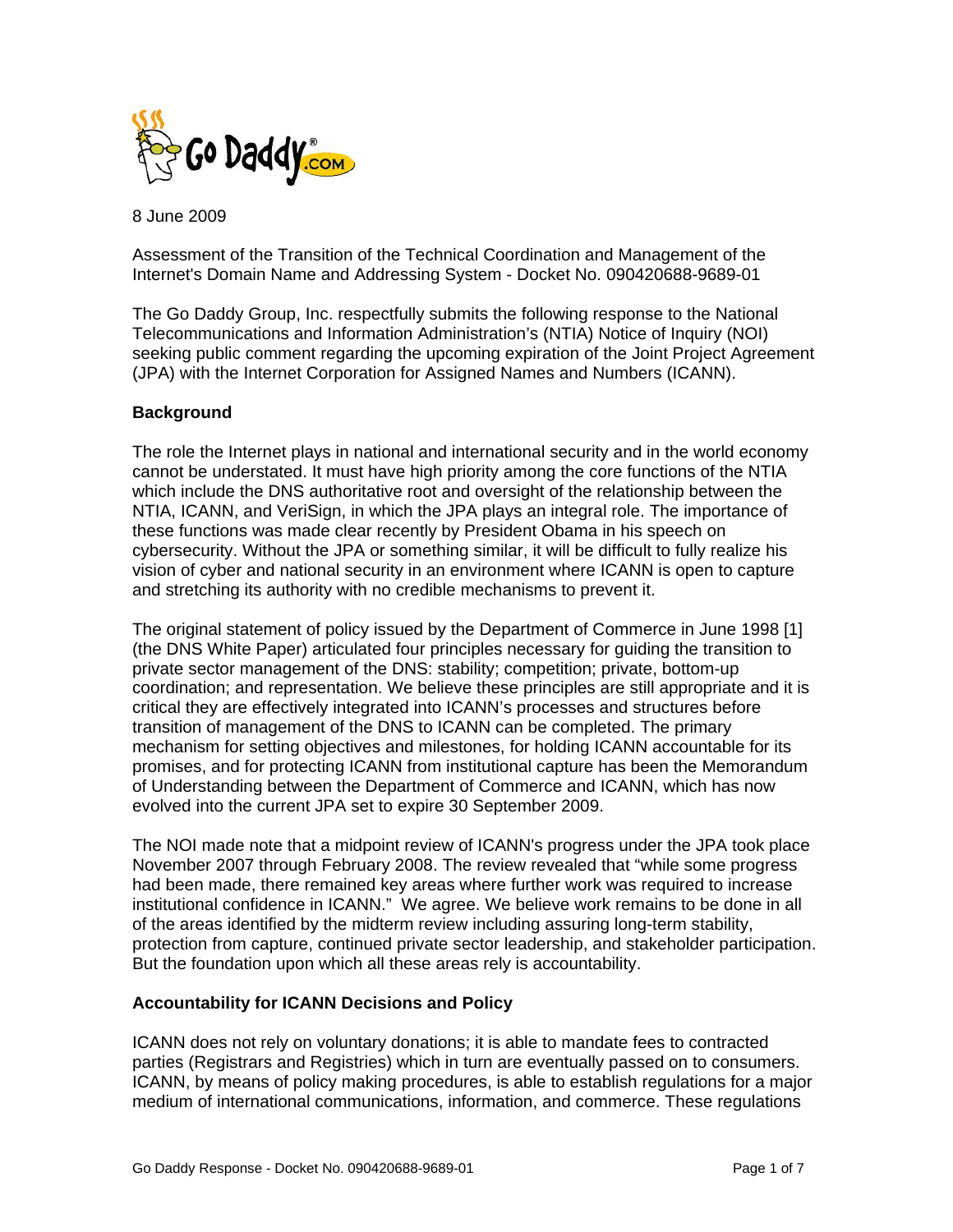8 June 2009

Assessment of the Transition of the Technical Coordination and Management of the Internet's Domain Name and Addressing System - Docket No. 090420688-9689-01

The Go Daddy Group, Inc. respectfully submits the following response to the National Telecommunications and Information Administration's (NTIA) Notice of Inquiry (NOI) seeking public comment regarding the upcoming expiration of the Joint Project Agreement (JPA) with the Internet Corporation for Assigned Names and Numbers (ICANN).

**Background**

The role the Internet plays in national and international security and in the world economy cannot be understated. It must have high priority among the core functions of the NTIA which include the DNS authoritative root and oversight of the relationship between the NTIA, ICANN, and VeriSign, in which the JPA plays an integral role. The importance of these functions was made clear recently by President Obama in his speech on cybersecurity. Without the JPA or something similar, it will be difficult to fully realize his vision of cyber and national security in an environment where ICANN is open to capture and stretching its authority with no credible mechanisms to prevent it.

The original statement of policy issued by the Department of Commerce in June 1998 [1] (the DNS White Paper) articulated four principles necessary for guiding the transition to private sector management of the DNS: stability; competition; private, bottom-up coordination; and representation. We believe these principles are still appropriate and it is critical they are effectively integrated into ICANN's processes and structures before transition of management of the DNS to ICANN can be completed. The primary mechanism for setting objectives and milestones, for holding ICANN accountable for its promises, and for protecting ICANN from institutional capture has been the Memorandum of Understanding between the Department of Commerce and ICANN, which has now evolved into the current JPA set to expire 30 September 2009.

The NOI made note that a midpoint review of ICANN's progress under the JPA took place November 2007 through February 2008. The review revealed that "while some progress had been made, there remained key areas where further work was required to increase institutional confidence in ICANN." We agree. We believe work remains to be done in all of the areas identified by the midterm review including assuring long-term stability, protection from capture, continued private sector leadership, and stakeholder participation. But the foundation upon which all these areas rely is accountability.

**Accountability for ICANN Decisions and Policy**

ICANN does not rely on voluntary donations; it is able to mandate fees to contracted parties (Registrars and Registries) which in turn are eventually passed on to consumers. ICANN, by means of policy making procedures, is able to establish regulations for a major medium of international communications, information, and commerce. These regulations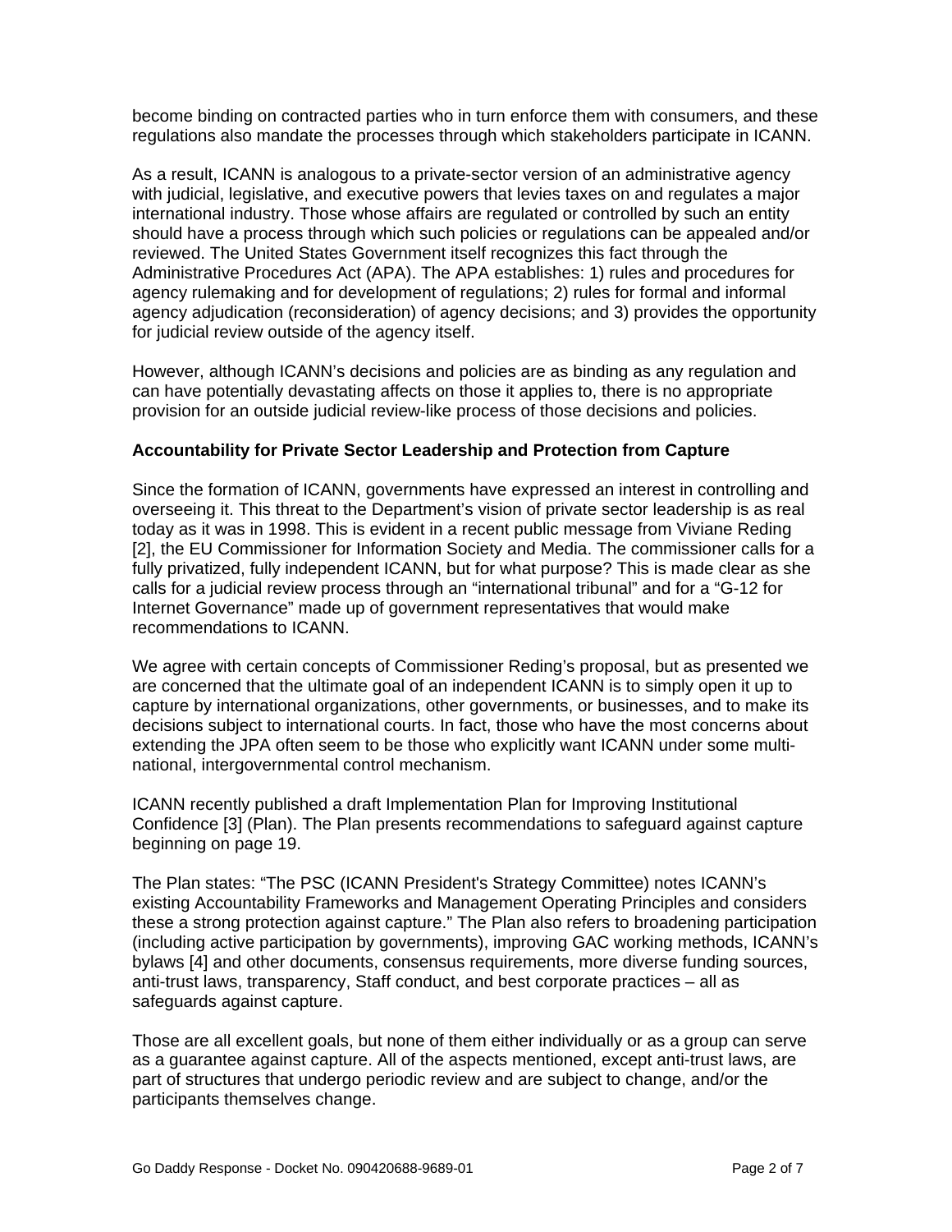become binding on contracted parties who in turn enforce them with consumers, and these regulations also mandate the processes through which stakeholders participate in ICANN.

As a result, ICANN is analogous to a private-sector version of an administrative agency with judicial, legislative, and executive powers that levies taxes on and regulates a major international industry. Those whose affairs are regulated or controlled by such an entity should have a process through which such policies or regulations can be appealed and/or reviewed. The United States Government itself recognizes this fact through the Administrative Procedures Act (APA). The APA establishes: 1) rules and procedures for agency rulemaking and for development of regulations; 2) rules for formal and informal agency adjudication (reconsideration) of agency decisions; and 3) provides the opportunity for judicial review outside of the agency itself.

However, although ICANN's decisions and policies are as binding as any regulation and can have potentially devastating affects on those it applies to, there is no appropriate provision for an outside judicial review-like process of those decisions and policies.

**Accountability for Private Sector Leadership and Protection from Capture**

Since the formation of ICANN, governments have expressed an interest in controlling and overseeing it. This threat to the Department's vision of private sector leadership is as real today as it was in 1998. This is evident in a recent public message from Viviane Reding [2], the EU Commissioner for Information Society and Media. The commissioner calls for a fully privatized, fully independent ICANN, but for what purpose? This is made clear as she calls for a judicial review process through an "international tribunal" and for a "G-12 for Internet Governance" made up of government representatives that would make recommendations to ICANN.

We agree with certain concepts of Commissioner Reding's proposal, but as presented we are concerned that the ultimate goal of an independent ICANN is to simply open it up to capture by international organizations, other governments, or businesses, and to make its decisions subject to international courts. In fact, those who have the most concerns about extending the JPA often seem to be those who explicitly want ICANN under some multi-national, intergovernmental control mechanism.

ICANN recently published a draft Implementation Plan for Improving Institutional Confidence [3] (Plan). The Plan presents recommendations to safeguard against capture beginning on page 19.

The Plan states: "The PSC (ICANN President's Strategy Committee) notes ICANN's existing Accountability Frameworks and Management Operating Principles and considers these a strong protection against capture." The Plan also refers to broadening participation (including active participation by governments), improving GAC working methods, ICANN's bylaws [4] and other documents, consensus requirements, more diverse funding sources, anti-trust laws, transparency, Staff conduct, and best corporate practices – all as safeguards against capture.

Those are all excellent goals, but none of them either individually or as a group can serve as a guarantee against capture. All of the aspects mentioned, except anti-trust laws, are part of structures that undergo periodic review and are subject to change, and/or the participants themselves change.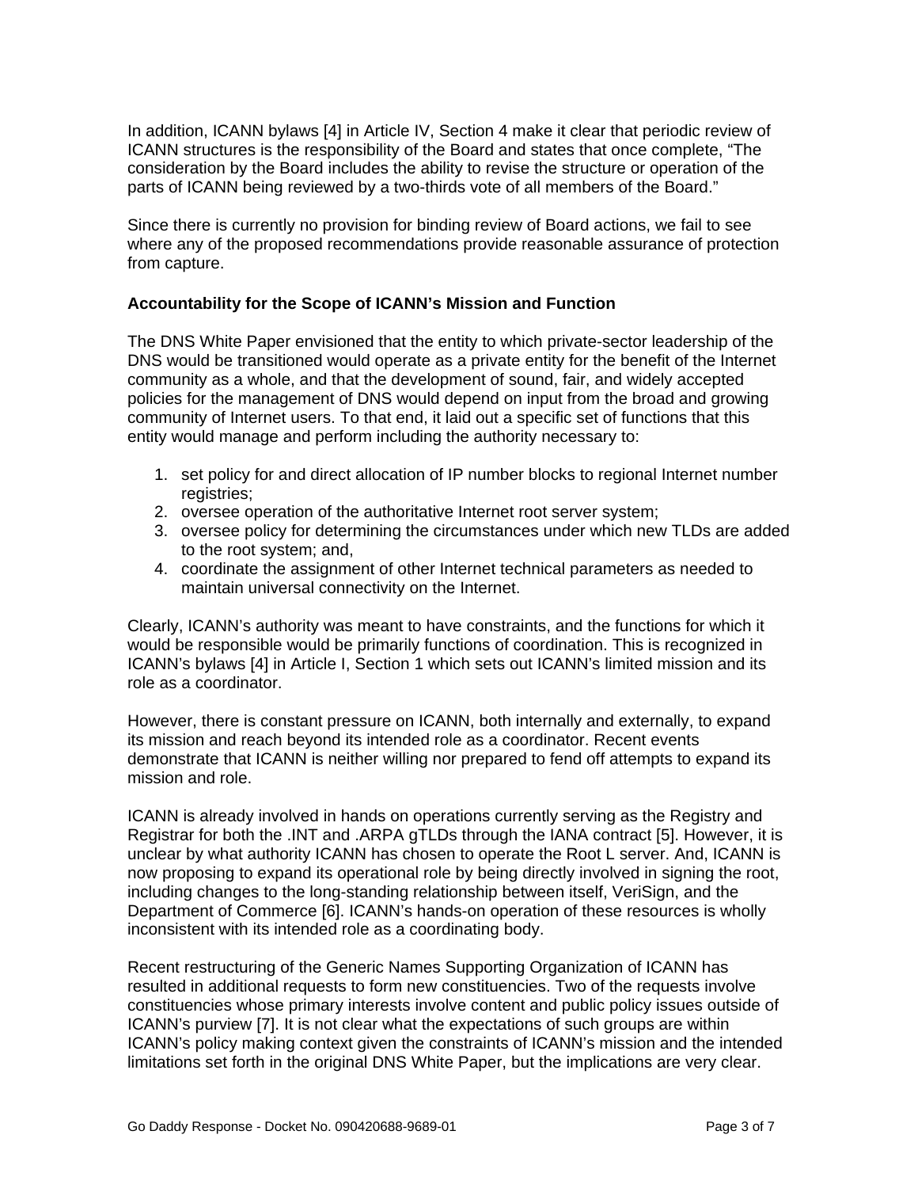In addition, ICANN bylaws [4] in Article IV, Section 4 make it clear that periodic review of ICANN structures is the responsibility of the Board and states that once complete, "The consideration by the Board includes the ability to revise the structure or operation of the parts of ICANN being reviewed by a two-thirds vote of all members of the Board."

Since there is currently no provision for binding review of Board actions, we fail to see where any of the proposed recommendations provide reasonable assurance of protection from capture.

**Accountability for the Scope of ICANN's Mission and Function**

The DNS White Paper envisioned that the entity to which private-sector leadership of the DNS would be transitioned would operate as a private entity for the benefit of the Internet community as a whole, and that the development of sound, fair, and widely accepted policies for the management of DNS would depend on input from the broad and growing community of Internet users. To that end, it laid out a specific set of functions that this entity would manage and perform including the authority necessary to:

1. set policy for and direct allocation of IP number blocks to regional Internet number registries;
2. oversee operation of the authoritative Internet root server system;
3. oversee policy for determining the circumstances under which new TLDs are added to the root system; and,
4. coordinate the assignment of other Internet technical parameters as needed to maintain universal connectivity on the Internet.

Clearly, ICANN's authority was meant to have constraints, and the functions for which it would be responsible would be primarily functions of coordination. This is recognized in ICANN's bylaws [4] in Article I, Section 1 which sets out ICANN's limited mission and its role as a coordinator.

However, there is constant pressure on ICANN, both internally and externally, to expand its mission and reach beyond its intended role as a coordinator. Recent events demonstrate that ICANN is neither willing nor prepared to fend off attempts to expand its mission and role.

ICANN is already involved in hands on operations currently serving as the Registry and Registrar for both the .INT and .ARPA gTLDs through the IANA contract [5]. However, it is unclear by what authority ICANN has chosen to operate the Root L server. And, ICANN is now proposing to expand its operational role by being directly involved in signing the root, including changes to the long-standing relationship between itself, VeriSign, and the Department of Commerce [6]. ICANN's hands-on operation of these resources is wholly inconsistent with its intended role as a coordinating body.

Recent restructuring of the Generic Names Supporting Organization of ICANN has resulted in additional requests to form new constituencies. Two of the requests involve constituencies whose primary interests involve content and public policy issues outside of ICANN's purview [7]. It is not clear what the expectations of such groups are within ICANN's policy making context given the constraints of ICANN's mission and the intended limitations set forth in the original DNS White Paper, but the implications are very clear.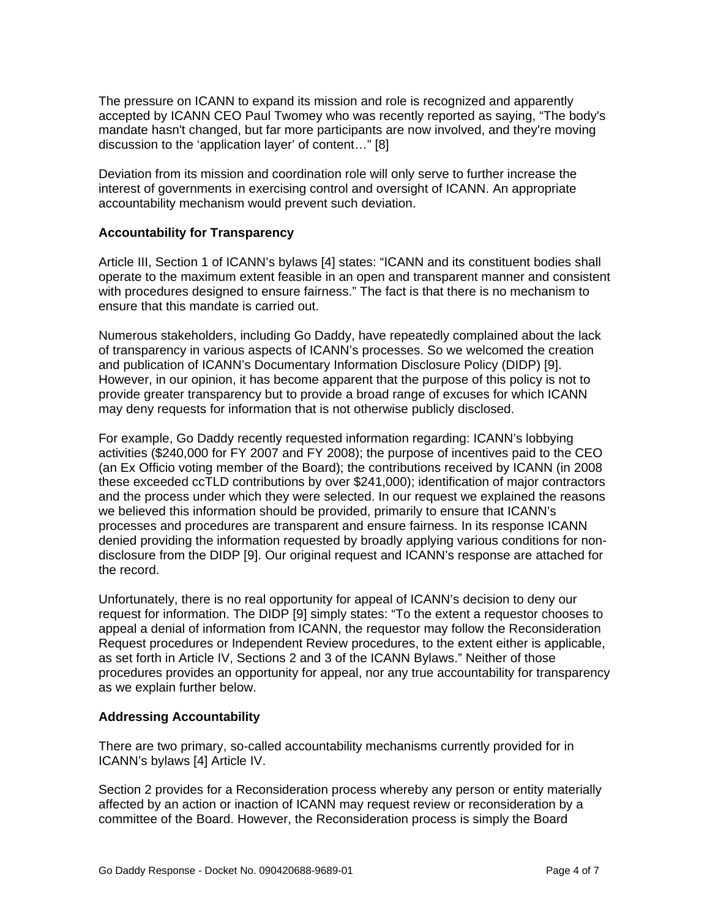The pressure on ICANN to expand its mission and role is recognized and apparently accepted by ICANN CEO Paul Twomey who was recently reported as saying, “The body's mandate hasn't changed, but far more participants are now involved, and they're moving discussion to the ‘application layer’ of content…” [8]

Deviation from its mission and coordination role will only serve to further increase the interest of governments in exercising control and oversight of ICANN. An appropriate accountability mechanism would prevent such deviation.

**Accountability for Transparency**

Article III, Section 1 of ICANN’s bylaws [4] states: “ICANN and its constituent bodies shall operate to the maximum extent feasible in an open and transparent manner and consistent with procedures designed to ensure fairness.” The fact is that there is no mechanism to ensure that this mandate is carried out.

Numerous stakeholders, including Go Daddy, have repeatedly complained about the lack of transparency in various aspects of ICANN’s processes. So we welcomed the creation and publication of ICANN’s Documentary Information Disclosure Policy (DIDP) [9]. However, in our opinion, it has become apparent that the purpose of this policy is not to provide greater transparency but to provide a broad range of excuses for which ICANN may deny requests for information that is not otherwise publicly disclosed.

For example, Go Daddy recently requested information regarding: ICANN’s lobbying activities ($240,000 for FY 2007 and FY 2008); the purpose of incentives paid to the CEO (an Ex Officio voting member of the Board); the contributions received by ICANN (in 2008 these exceeded ccTLD contributions by over $241,000); identification of major contractors and the process under which they were selected. In our request we explained the reasons we believed this information should be provided, primarily to ensure that ICANN’s processes and procedures are transparent and ensure fairness. In its response ICANN denied providing the information requested by broadly applying various conditions for non-disclosure from the DIDP [9]. Our original request and ICANN’s response are attached for the record.

Unfortunately, there is no real opportunity for appeal of ICANN’s decision to deny our request for information. The DIDP [9] simply states: “To the extent a requestor chooses to appeal a denial of information from ICANN, the requestor may follow the Reconsideration Request procedures or Independent Review procedures, to the extent either is applicable, as set forth in Article IV, Sections 2 and 3 of the ICANN Bylaws.” Neither of those procedures provides an opportunity for appeal, nor any true accountability for transparency as we explain further below.

**Addressing Accountability**

There are two primary, so-called accountability mechanisms currently provided for in ICANN’s bylaws [4] Article IV.

Section 2 provides for a Reconsideration process whereby any person or entity materially affected by an action or inaction of ICANN may request review or reconsideration by a committee of the Board. However, the Reconsideration process is simply the Board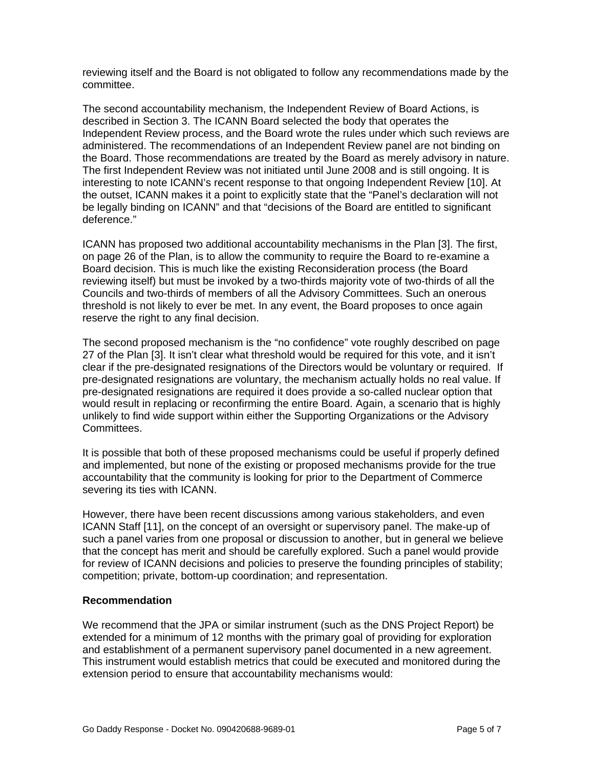reviewing itself and the Board is not obligated to follow any recommendations made by the committee.

The second accountability mechanism, the Independent Review of Board Actions, is described in Section 3. The ICANN Board selected the body that operates the Independent Review process, and the Board wrote the rules under which such reviews are administered. The recommendations of an Independent Review panel are not binding on the Board. Those recommendations are treated by the Board as merely advisory in nature. The first Independent Review was not initiated until June 2008 and is still ongoing. It is interesting to note ICANN's recent response to that ongoing Independent Review [10]. At the outset, ICANN makes it a point to explicitly state that the "Panel's declaration will not be legally binding on ICANN" and that "decisions of the Board are entitled to significant deference."

ICANN has proposed two additional accountability mechanisms in the Plan [3]. The first, on page 26 of the Plan, is to allow the community to require the Board to re-examine a Board decision. This is much like the existing Reconsideration process (the Board reviewing itself) but must be invoked by a two-thirds majority vote of two-thirds of all the Councils and two-thirds of members of all the Advisory Committees. Such an onerous threshold is not likely to ever be met. In any event, the Board proposes to once again reserve the right to any final decision.

The second proposed mechanism is the "no confidence" vote roughly described on page 27 of the Plan [3]. It isn't clear what threshold would be required for this vote, and it isn't clear if the pre-designated resignations of the Directors would be voluntary or required. If pre-designated resignations are voluntary, the mechanism actually holds no real value. If pre-designated resignations are required it does provide a so-called nuclear option that would result in replacing or reconfirming the entire Board. Again, a scenario that is highly unlikely to find wide support within either the Supporting Organizations or the Advisory Committees.

It is possible that both of these proposed mechanisms could be useful if properly defined and implemented, but none of the existing or proposed mechanisms provide for the true accountability that the community is looking for prior to the Department of Commerce severing its ties with ICANN.

However, there have been recent discussions among various stakeholders, and even ICANN Staff [11], on the concept of an oversight or supervisory panel. The make-up of such a panel varies from one proposal or discussion to another, but in general we believe that the concept has merit and should be carefully explored. Such a panel would provide for review of ICANN decisions and policies to preserve the founding principles of stability; competition; private, bottom-up coordination; and representation.

**Recommendation**

We recommend that the JPA or similar instrument (such as the DNS Project Report) be extended for a minimum of 12 months with the primary goal of providing for exploration and establishment of a permanent supervisory panel documented in a new agreement. This instrument would establish metrics that could be executed and monitored during the extension period to ensure that accountability mechanisms would: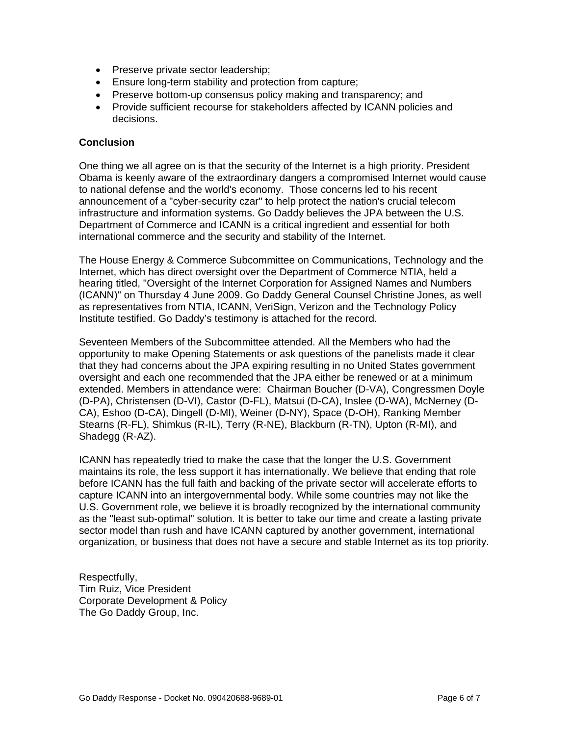- Preserve private sector leadership;
- Ensure long-term stability and protection from capture;
- Preserve bottom-up consensus policy making and transparency; and
- Provide sufficient recourse for stakeholders affected by ICANN policies and decisions.

**Conclusion**

One thing we all agree on is that the security of the Internet is a high priority. President Obama is keenly aware of the extraordinary dangers a compromised Internet would cause to national defense and the world's economy. Those concerns led to his recent announcement of a "cyber-security czar" to help protect the nation's crucial telecom infrastructure and information systems. Go Daddy believes the JPA between the U.S. Department of Commerce and ICANN is a critical ingredient and essential for both international commerce and the security and stability of the Internet.

The House Energy & Commerce Subcommittee on Communications, Technology and the Internet, which has direct oversight over the Department of Commerce NTIA, held a hearing titled, "Oversight of the Internet Corporation for Assigned Names and Numbers (ICANN)" on Thursday 4 June 2009. Go Daddy General Counsel Christine Jones, as well as representatives from NTIA, ICANN, VeriSign, Verizon and the Technology Policy Institute testified. Go Daddy's testimony is attached for the record.

Seventeen Members of the Subcommittee attended. All the Members who had the opportunity to make Opening Statements or ask questions of the panelists made it clear that they had concerns about the JPA expiring resulting in no United States government oversight and each one recommended that the JPA either be renewed or at a minimum extended. Members in attendance were: Chairman Boucher (D-VA), Congressmen Doyle (D-PA), Christensen (D-VI), Castor (D-FL), Matsui (D-CA), Inslee (D-WA), McNerney (D-CA), Eshoo (D-CA), Dingell (D-MI), Weiner (D-NY), Space (D-OH), Ranking Member Stearns (R-FL), Shimkus (R-IL), Terry (R-NE), Blackburn (R-TN), Upton (R-MI), and Shadegg (R-AZ).

ICANN has repeatedly tried to make the case that the longer the U.S. Government maintains its role, the less support it has internationally. We believe that ending that role before ICANN has the full faith and backing of the private sector will accelerate efforts to capture ICANN into an intergovernmental body. While some countries may not like the U.S. Government role, we believe it is broadly recognized by the international community as the "least sub-optimal" solution. It is better to take our time and create a lasting private sector model than rush and have ICANN captured by another government, international organization, or business that does not have a secure and stable Internet as its top priority.

Respectfully,  
Tim Ruiz, Vice President  
Corporate Development & Policy  
The Go Daddy Group, Inc.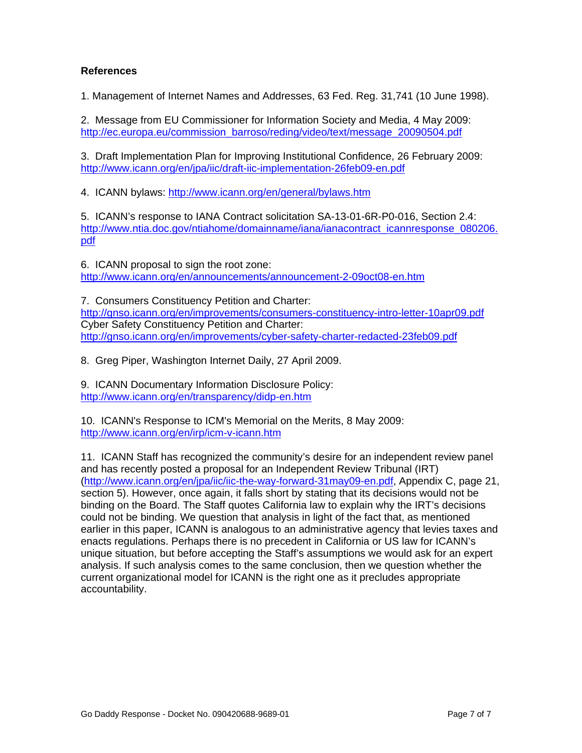**References**

1. Management of Internet Names and Addresses, 63 Fed. Reg. 31,741 (10 June 1998).

2. Message from EU Commissioner for Information Society and Media, 4 May 2009: http://ec.europa.eu/commission_barroso/reding/video/text/message_20090504.pdf

3. Draft Implementation Plan for Improving Institutional Confidence, 26 February 2009: http://www.icann.org/en/jpa/iic/draft-iic-implementation-26feb09-en.pdf

4. ICANN bylaws: http://www.icann.org/en/general/bylaws.htm

5. ICANN's response to IANA Contract solicitation SA-13-01-6R-P0-016, Section 2.4: http://www.ntia.doc.gov/ntiahome/domainname/iana/ianacontract_icannresponse_080206.pdf

6. ICANN proposal to sign the root zone: http://www.icann.org/en/announcements/announcement-2-09oct08-en.htm

7. Consumers Constituency Petition and Charter: http://gnso.icann.org/en/improvements/consumers-constituency-intro-letter-10apr09.pdf
Cyber Safety Constituency Petition and Charter: http://gnso.icann.org/en/improvements/cyber-safety-charter-redacted-23feb09.pdf

8. Greg Piper, Washington Internet Daily, 27 April 2009.

9. ICANN Documentary Information Disclosure Policy: http://www.icann.org/en/transparency/didp-en.htm

10. ICANN's Response to ICM's Memorial on the Merits, 8 May 2009: http://www.icann.org/en/irp/icm-v-icann.htm

11. ICANN Staff has recognized the community's desire for an independent review panel and has recently posted a proposal for an Independent Review Tribunal (IRT) (http://www.icann.org/en/jpa/iic/iic-the-way-forward-31may09-en.pdf, Appendix C, page 21, section 5). However, once again, it falls short by stating that its decisions would not be binding on the Board. The Staff quotes California law to explain why the IRT's decisions could not be binding. We question that analysis in light of the fact that, as mentioned earlier in this paper, ICANN is analogous to an administrative agency that levies taxes and enacts regulations. Perhaps there is no precedent in California or US law for ICANN's unique situation, but before accepting the Staff's assumptions we would ask for an expert analysis. If such analysis comes to the same conclusion, then we question whether the current organizational model for ICANN is the right one as it precludes appropriate accountability.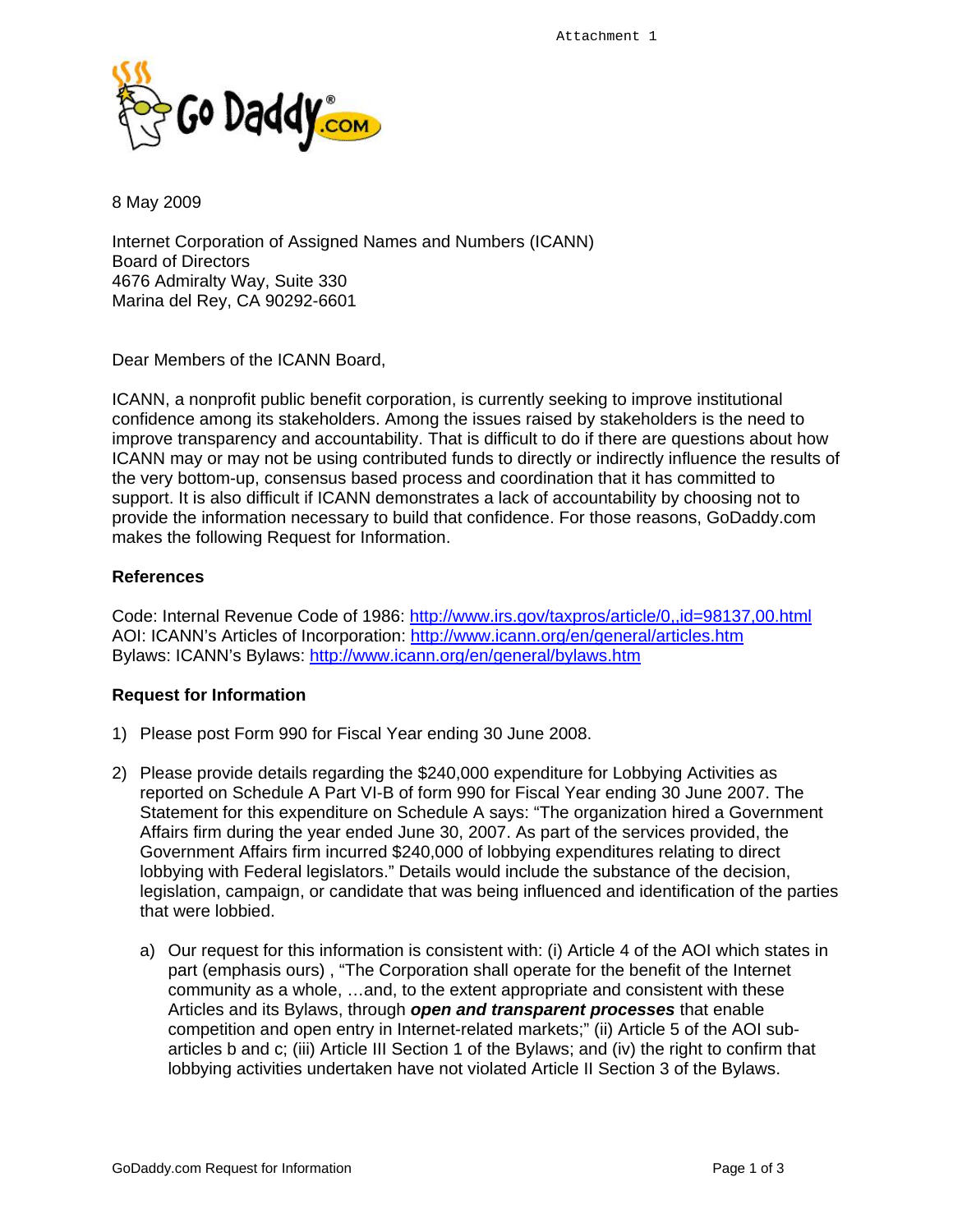Attachment 1

8 May 2009

Internet Corporation of Assigned Names and Numbers (ICANN)
Board of Directors
4676 Admiralty Way, Suite 330
Marina del Rey, CA 90292-6601

Dear Members of the ICANN Board,

ICANN, a nonprofit public benefit corporation, is currently seeking to improve institutional confidence among its stakeholders. Among the issues raised by stakeholders is the need to improve transparency and accountability. That is difficult to do if there are questions about how ICANN may or may not be using contributed funds to directly or indirectly influence the results of the very bottom-up, consensus based process and coordination that it has committed to support. It is also difficult if ICANN demonstrates a lack of accountability by choosing not to provide the information necessary to build that confidence. For those reasons, GoDaddy.com makes the following Request for Information.

**References**

Code: Internal Revenue Code of 1986: http://www.irs.gov/taxpros/article/0,,id=98137,00.html
AOI: ICANN's Articles of Incorporation: http://www.icann.org/en/general/articles.htm
Bylaws: ICANN's Bylaws: http://www.icann.org/en/general/bylaws.htm

**Request for Information**

1) Please post Form 990 for Fiscal Year ending 30 June 2008.

2) Please provide details regarding the $240,000 expenditure for Lobbying Activities as reported on Schedule A Part VI-B of form 990 for Fiscal Year ending 30 June 2007. The Statement for this expenditure on Schedule A says: "The organization hired a Government Affairs firm during the year ended June 30, 2007. As part of the services provided, the Government Affairs firm incurred $240,000 of lobbying expenditures relating to direct lobbying with Federal legislators." Details would include the substance of the decision, legislation, campaign, or candidate that was being influenced and identification of the parties that were lobbied.

   a) Our request for this information is consistent with: (i) Article 4 of the AOI which states in part (emphasis ours) , "The Corporation shall operate for the benefit of the Internet community as a whole, …and, to the extent appropriate and consistent with these Articles and its Bylaws, through ***open and transparent processes*** that enable competition and open entry in Internet-related markets;" (ii) Article 5 of the AOI sub-articles b and c; (iii) Article III Section 1 of the Bylaws; and (iv) the right to confirm that lobbying activities undertaken have not violated Article II Section 3 of the Bylaws.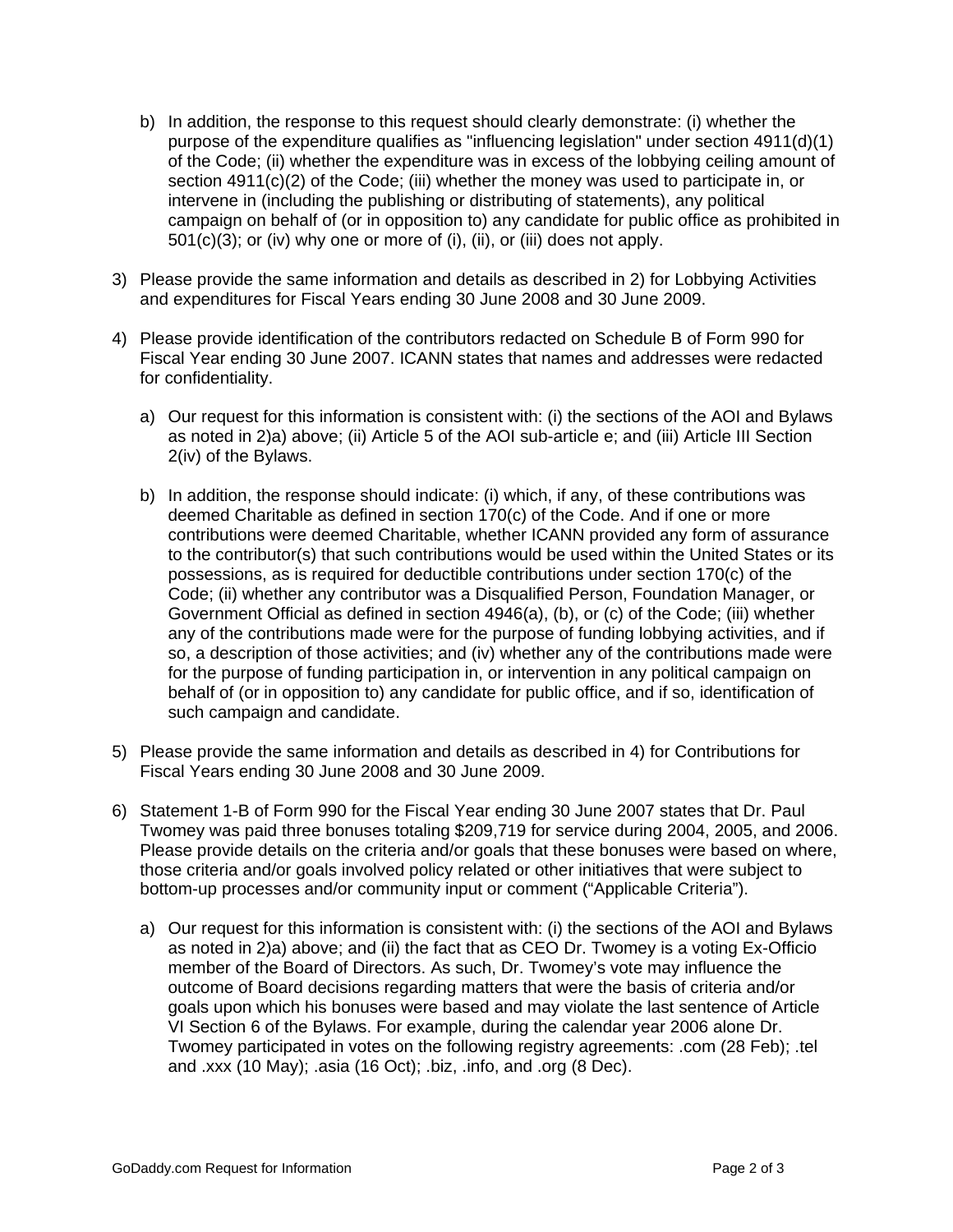b) In addition, the response to this request should clearly demonstrate: (i) whether the purpose of the expenditure qualifies as "influencing legislation" under section 4911(d)(1) of the Code; (ii) whether the expenditure was in excess of the lobbying ceiling amount of section 4911(c)(2) of the Code; (iii) whether the money was used to participate in, or intervene in (including the publishing or distributing of statements), any political campaign on behalf of (or in opposition to) any candidate for public office as prohibited in 501(c)(3); or (iv) why one or more of (i), (ii), or (iii) does not apply.

3) Please provide the same information and details as described in 2) for Lobbying Activities and expenditures for Fiscal Years ending 30 June 2008 and 30 June 2009.

4) Please provide identification of the contributors redacted on Schedule B of Form 990 for Fiscal Year ending 30 June 2007. ICANN states that names and addresses were redacted for confidentiality.

   a) Our request for this information is consistent with: (i) the sections of the AOI and Bylaws as noted in 2)a) above; (ii) Article 5 of the AOI sub-article e; and (iii) Article III Section 2(iv) of the Bylaws.

   b) In addition, the response should indicate: (i) which, if any, of these contributions was deemed Charitable as defined in section 170(c) of the Code. And if one or more contributions were deemed Charitable, whether ICANN provided any form of assurance to the contributor(s) that such contributions would be used within the United States or its possessions, as is required for deductible contributions under section 170(c) of the Code; (ii) whether any contributor was a Disqualified Person, Foundation Manager, or Government Official as defined in section 4946(a), (b), or (c) of the Code; (iii) whether any of the contributions made were for the purpose of funding lobbying activities, and if so, a description of those activities; and (iv) whether any of the contributions made were for the purpose of funding participation in, or intervention in any political campaign on behalf of (or in opposition to) any candidate for public office, and if so, identification of such campaign and candidate.

5) Please provide the same information and details as described in 4) for Contributions for Fiscal Years ending 30 June 2008 and 30 June 2009.

6) Statement 1-B of Form 990 for the Fiscal Year ending 30 June 2007 states that Dr. Paul Twomey was paid three bonuses totaling $209,719 for service during 2004, 2005, and 2006. Please provide details on the criteria and/or goals that these bonuses were based on where, those criteria and/or goals involved policy related or other initiatives that were subject to bottom-up processes and/or community input or comment ("Applicable Criteria").

   a) Our request for this information is consistent with: (i) the sections of the AOI and Bylaws as noted in 2)a) above; and (ii) the fact that as CEO Dr. Twomey is a voting Ex-Officio member of the Board of Directors. As such, Dr. Twomey's vote may influence the outcome of Board decisions regarding matters that were the basis of criteria and/or goals upon which his bonuses were based and may violate the last sentence of Article VI Section 6 of the Bylaws. For example, during the calendar year 2006 alone Dr. Twomey participated in votes on the following registry agreements: .com (28 Feb); .tel and .xxx (10 May); .asia (16 Oct); .biz, .info, and .org (8 Dec).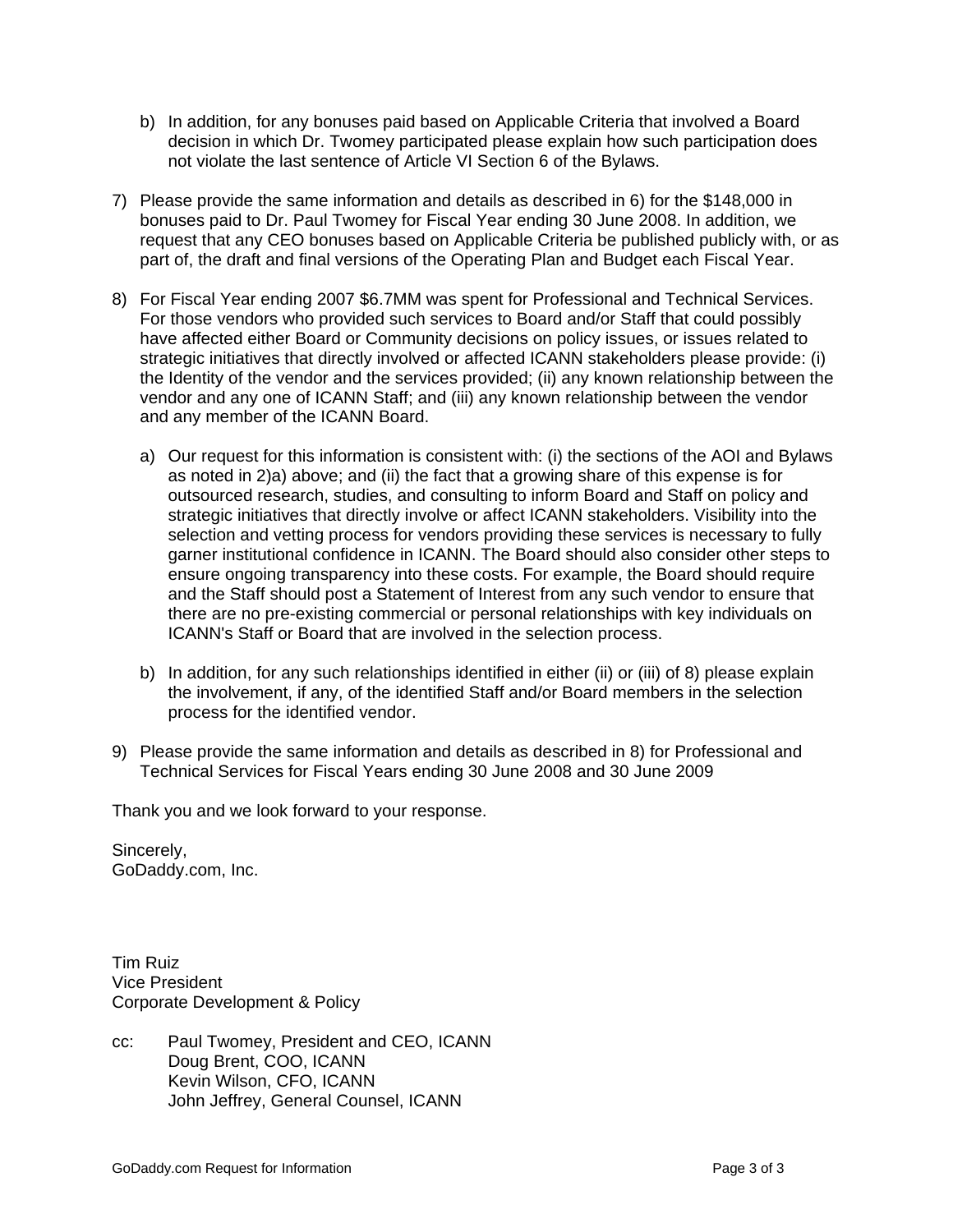b) In addition, for any bonuses paid based on Applicable Criteria that involved a Board decision in which Dr. Twomey participated please explain how such participation does not violate the last sentence of Article VI Section 6 of the Bylaws.

7) Please provide the same information and details as described in 6) for the $148,000 in bonuses paid to Dr. Paul Twomey for Fiscal Year ending 30 June 2008. In addition, we request that any CEO bonuses based on Applicable Criteria be published publicly with, or as part of, the draft and final versions of the Operating Plan and Budget each Fiscal Year.

8) For Fiscal Year ending 2007 $6.7MM was spent for Professional and Technical Services. For those vendors who provided such services to Board and/or Staff that could possibly have affected either Board or Community decisions on policy issues, or issues related to strategic initiatives that directly involved or affected ICANN stakeholders please provide: (i) the Identity of the vendor and the services provided; (ii) any known relationship between the vendor and any one of ICANN Staff; and (iii) any known relationship between the vendor and any member of the ICANN Board.

   a) Our request for this information is consistent with: (i) the sections of the AOI and Bylaws as noted in 2)a) above; and (ii) the fact that a growing share of this expense is for outsourced research, studies, and consulting to inform Board and Staff on policy and strategic initiatives that directly involve or affect ICANN stakeholders. Visibility into the selection and vetting process for vendors providing these services is necessary to fully garner institutional confidence in ICANN. The Board should also consider other steps to ensure ongoing transparency into these costs. For example, the Board should require and the Staff should post a Statement of Interest from any such vendor to ensure that there are no pre-existing commercial or personal relationships with key individuals on ICANN's Staff or Board that are involved in the selection process.

   b) In addition, for any such relationships identified in either (ii) or (iii) of 8) please explain the involvement, if any, of the identified Staff and/or Board members in the selection process for the identified vendor.

9) Please provide the same information and details as described in 8) for Professional and Technical Services for Fiscal Years ending 30 June 2008 and 30 June 2009

Thank you and we look forward to your response.

Sincerely,
GoDaddy.com, Inc.

Tim Ruiz
Vice President
Corporate Development & Policy

cc: Paul Twomey, President and CEO, ICANN
Doug Brent, COO, ICANN
Kevin Wilson, CFO, ICANN
John Jeffrey, General Counsel, ICANN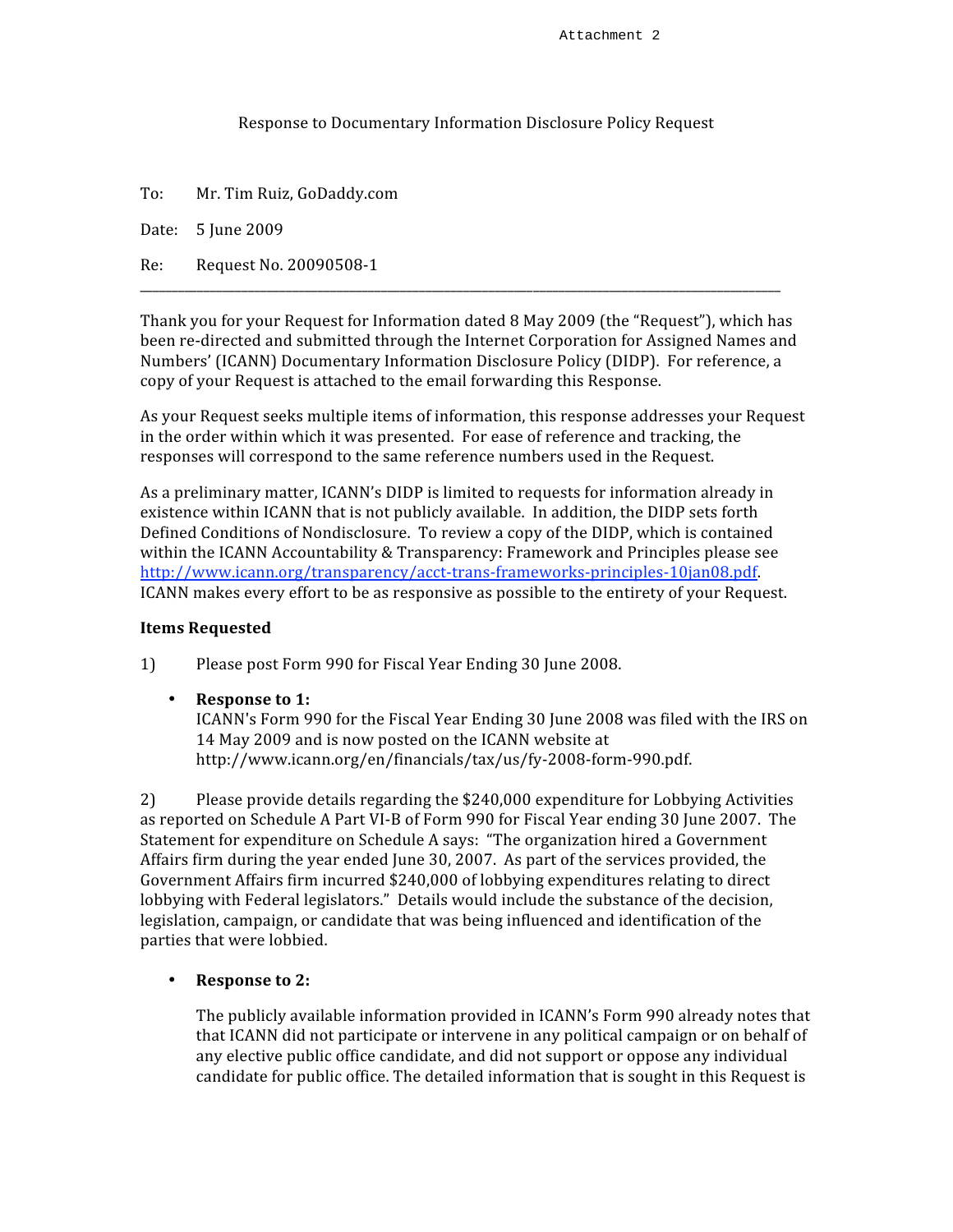Attachment 2

Response to Documentary Information Disclosure Policy Request

To: Mr. Tim Ruiz, GoDaddy.com

Date: 5 June 2009

Re: Request No. 20090508-1

---

Thank you for your Request for Information dated 8 May 2009 (the "Request"), which has been re-directed and submitted through the Internet Corporation for Assigned Names and Numbers' (ICANN) Documentary Information Disclosure Policy (DIDP). For reference, a copy of your Request is attached to the email forwarding this Response.

As your Request seeks multiple items of information, this response addresses your Request in the order within which it was presented. For ease of reference and tracking, the responses will correspond to the same reference numbers used in the Request.

As a preliminary matter, ICANN's DIDP is limited to requests for information already in existence within ICANN that is not publicly available. In addition, the DIDP sets forth Defined Conditions of Nondisclosure. To review a copy of the DIDP, which is contained within the ICANN Accountability & Transparency: Framework and Principles please see http://www.icann.org/transparency/acct-trans-frameworks-principles-10jan08.pdf. ICANN makes every effort to be as responsive as possible to the entirety of your Request.

**Items Requested**

1) Please post Form 990 for Fiscal Year Ending 30 June 2008.

- **Response to 1:**
  ICANN's Form 990 for the Fiscal Year Ending 30 June 2008 was filed with the IRS on 14 May 2009 and is now posted on the ICANN website at http://www.icann.org/en/financials/tax/us/fy-2008-form-990.pdf.

2) Please provide details regarding the $240,000 expenditure for Lobbying Activities as reported on Schedule A Part VI-B of Form 990 for Fiscal Year ending 30 June 2007. The Statement for expenditure on Schedule A says: "The organization hired a Government Affairs firm during the year ended June 30, 2007. As part of the services provided, the Government Affairs firm incurred $240,000 of lobbying expenditures relating to direct lobbying with Federal legislators." Details would include the substance of the decision, legislation, campaign, or candidate that was being influenced and identification of the parties that were lobbied.

- **Response to 2:**

  The publicly available information provided in ICANN's Form 990 already notes that that ICANN did not participate or intervene in any political campaign or on behalf of any elective public office candidate, and did not support or oppose any individual candidate for public office. The detailed information that is sought in this Request is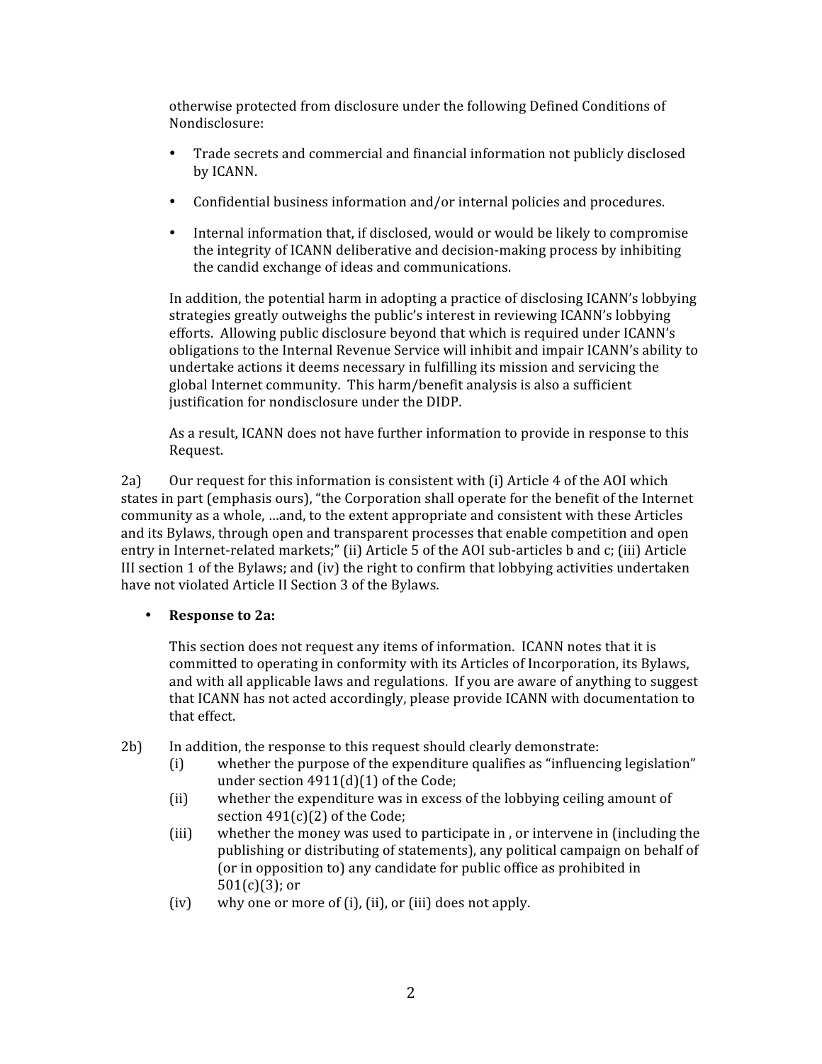otherwise protected from disclosure under the following Defined Conditions of Nondisclosure:

- Trade secrets and commercial and financial information not publicly disclosed by ICANN.
- Confidential business information and/or internal policies and procedures.
- Internal information that, if disclosed, would or would be likely to compromise the integrity of ICANN deliberative and decision-making process by inhibiting the candid exchange of ideas and communications.

In addition, the potential harm in adopting a practice of disclosing ICANN's lobbying strategies greatly outweighs the public's interest in reviewing ICANN's lobbying efforts. Allowing public disclosure beyond that which is required under ICANN's obligations to the Internal Revenue Service will inhibit and impair ICANN's ability to undertake actions it deems necessary in fulfilling its mission and servicing the global Internet community. This harm/benefit analysis is also a sufficient justification for nondisclosure under the DIDP.

As a result, ICANN does not have further information to provide in response to this Request.

2a) Our request for this information is consistent with (i) Article 4 of the AOI which states in part (emphasis ours), "the Corporation shall operate for the benefit of the Internet community as a whole, …and, to the extent appropriate and consistent with these Articles and its Bylaws, through open and transparent processes that enable competition and open entry in Internet-related markets;" (ii) Article 5 of the AOI sub-articles b and c; (iii) Article III section 1 of the Bylaws; and (iv) the right to confirm that lobbying activities undertaken have not violated Article II Section 3 of the Bylaws.

- **Response to 2a:**

  This section does not request any items of information. ICANN notes that it is committed to operating in conformity with its Articles of Incorporation, its Bylaws, and with all applicable laws and regulations. If you are aware of anything to suggest that ICANN has not acted accordingly, please provide ICANN with documentation to that effect.

2b) In addition, the response to this request should clearly demonstrate:

(i) whether the purpose of the expenditure qualifies as "influencing legislation" under section 4911(d)(1) of the Code;

(ii) whether the expenditure was in excess of the lobbying ceiling amount of section 491(c)(2) of the Code;

(iii) whether the money was used to participate in , or intervene in (including the publishing or distributing of statements), any political campaign on behalf of (or in opposition to) any candidate for public office as prohibited in 501(c)(3); or

(iv) why one or more of (i), (ii), or (iii) does not apply.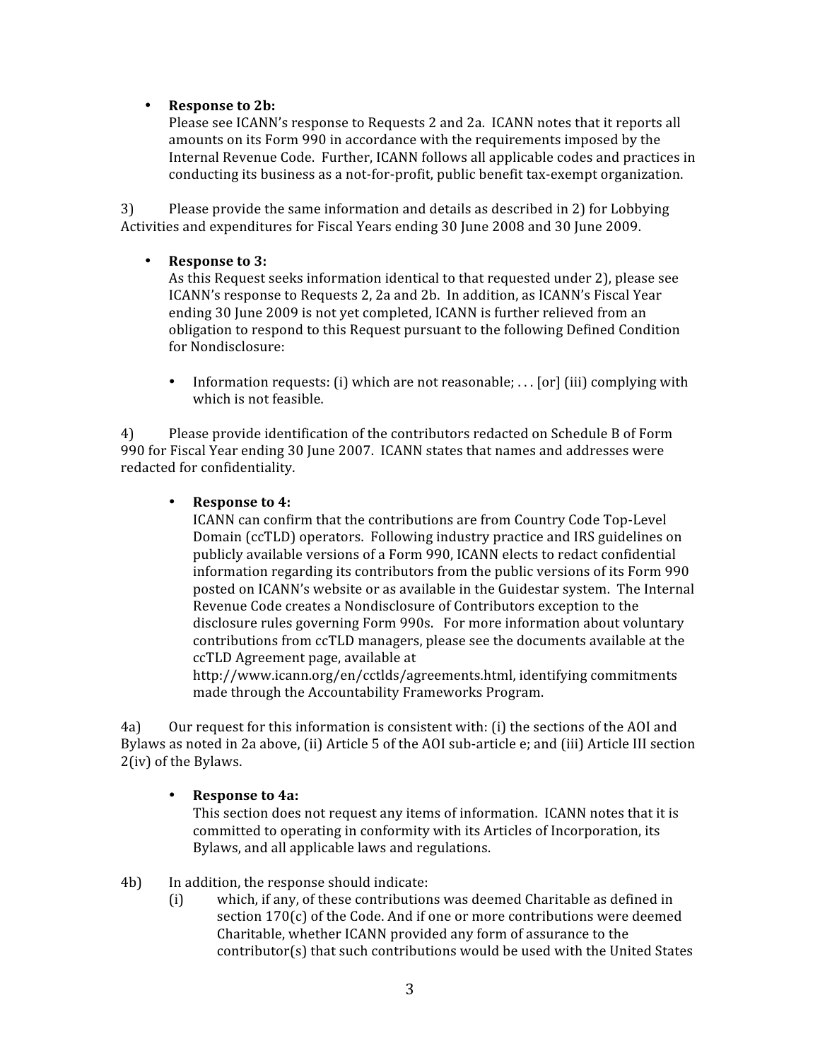- **Response to 2b:**
  Please see ICANN's response to Requests 2 and 2a. ICANN notes that it reports all amounts on its Form 990 in accordance with the requirements imposed by the Internal Revenue Code. Further, ICANN follows all applicable codes and practices in conducting its business as a not-for-profit, public benefit tax-exempt organization.

3) Please provide the same information and details as described in 2) for Lobbying Activities and expenditures for Fiscal Years ending 30 June 2008 and 30 June 2009.

- **Response to 3:**
  As this Request seeks information identical to that requested under 2), please see ICANN's response to Requests 2, 2a and 2b. In addition, as ICANN's Fiscal Year ending 30 June 2009 is not yet completed, ICANN is further relieved from an obligation to respond to this Request pursuant to the following Defined Condition for Nondisclosure:

  - Information requests: (i) which are not reasonable; . . . [or] (iii) complying with which is not feasible.

4) Please provide identification of the contributors redacted on Schedule B of Form 990 for Fiscal Year ending 30 June 2007. ICANN states that names and addresses were redacted for confidentiality.

- **Response to 4:**
  ICANN can confirm that the contributions are from Country Code Top-Level Domain (ccTLD) operators. Following industry practice and IRS guidelines on publicly available versions of a Form 990, ICANN elects to redact confidential information regarding its contributors from the public versions of its Form 990 posted on ICANN's website or as available in the Guidestar system. The Internal Revenue Code creates a Nondisclosure of Contributors exception to the disclosure rules governing Form 990s. For more information about voluntary contributions from ccTLD managers, please see the documents available at the ccTLD Agreement page, available at http://www.icann.org/en/cctlds/agreements.html, identifying commitments made through the Accountability Frameworks Program.

4a) Our request for this information is consistent with: (i) the sections of the AOI and Bylaws as noted in 2a above, (ii) Article 5 of the AOI sub-article e; and (iii) Article III section 2(iv) of the Bylaws.

- **Response to 4a:**
  This section does not request any items of information. ICANN notes that it is committed to operating in conformity with its Articles of Incorporation, its Bylaws, and all applicable laws and regulations.

4b) In addition, the response should indicate:

(i) which, if any, of these contributions was deemed Charitable as defined in section 170(c) of the Code. And if one or more contributions were deemed Charitable, whether ICANN provided any form of assurance to the contributor(s) that such contributions would be used with the United States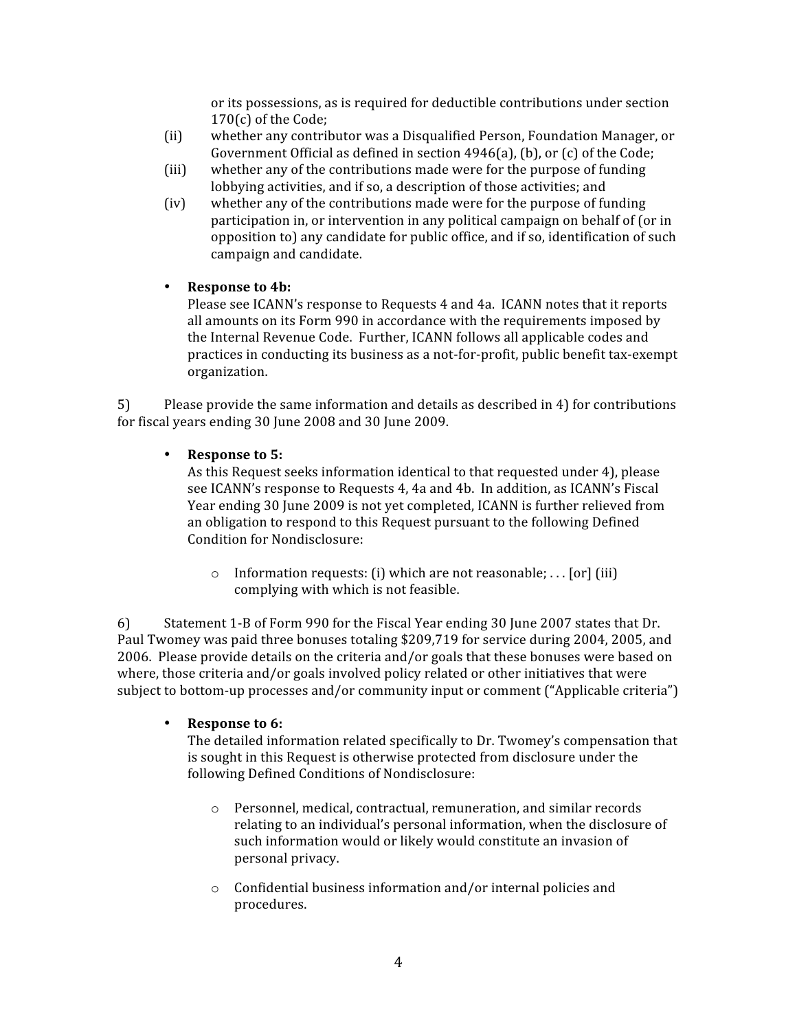or its possessions, as is required for deductible contributions under section 170(c) of the Code;

(ii) whether any contributor was a Disqualified Person, Foundation Manager, or Government Official as defined in section 4946(a), (b), or (c) of the Code;

(iii) whether any of the contributions made were for the purpose of funding lobbying activities, and if so, a description of those activities; and

(iv) whether any of the contributions made were for the purpose of funding participation in, or intervention in any political campaign on behalf of (or in opposition to) any candidate for public office, and if so, identification of such campaign and candidate.

- **Response to 4b:**
  Please see ICANN's response to Requests 4 and 4a. ICANN notes that it reports all amounts on its Form 990 in accordance with the requirements imposed by the Internal Revenue Code. Further, ICANN follows all applicable codes and practices in conducting its business as a not-for-profit, public benefit tax-exempt organization.

5) Please provide the same information and details as described in 4) for contributions for fiscal years ending 30 June 2008 and 30 June 2009.

- **Response to 5:**
  As this Request seeks information identical to that requested under 4), please see ICANN's response to Requests 4, 4a and 4b. In addition, as ICANN's Fiscal Year ending 30 June 2009 is not yet completed, ICANN is further relieved from an obligation to respond to this Request pursuant to the following Defined Condition for Nondisclosure:

  - Information requests: (i) which are not reasonable; . . . [or] (iii) complying with which is not feasible.

6) Statement 1-B of Form 990 for the Fiscal Year ending 30 June 2007 states that Dr. Paul Twomey was paid three bonuses totaling $209,719 for service during 2004, 2005, and 2006. Please provide details on the criteria and/or goals that these bonuses were based on where, those criteria and/or goals involved policy related or other initiatives that were subject to bottom-up processes and/or community input or comment ("Applicable criteria")

- **Response to 6:**
  The detailed information related specifically to Dr. Twomey's compensation that is sought in this Request is otherwise protected from disclosure under the following Defined Conditions of Nondisclosure:

  - Personnel, medical, contractual, remuneration, and similar records relating to an individual's personal information, when the disclosure of such information would or likely would constitute an invasion of personal privacy.

  - Confidential business information and/or internal policies and procedures.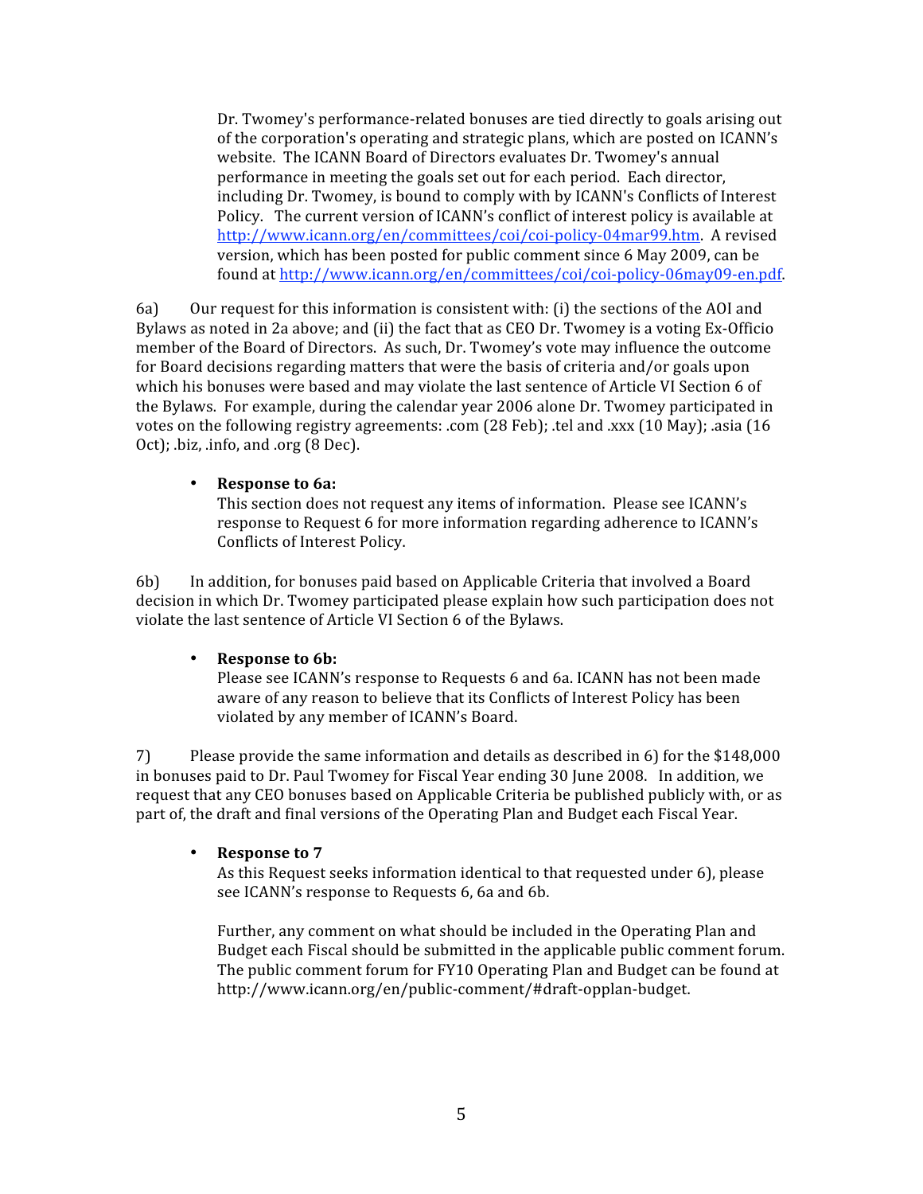Dr. Twomey's performance-related bonuses are tied directly to goals arising out of the corporation's operating and strategic plans, which are posted on ICANN's website. The ICANN Board of Directors evaluates Dr. Twomey's annual performance in meeting the goals set out for each period. Each director, including Dr. Twomey, is bound to comply with by ICANN's Conflicts of Interest Policy. The current version of ICANN's conflict of interest policy is available at http://www.icann.org/en/committees/coi/coi-policy-04mar99.htm. A revised version, which has been posted for public comment since 6 May 2009, can be found at http://www.icann.org/en/committees/coi/coi-policy-06may09-en.pdf.

6a) Our request for this information is consistent with: (i) the sections of the AOI and Bylaws as noted in 2a above; and (ii) the fact that as CEO Dr. Twomey is a voting Ex-Officio member of the Board of Directors. As such, Dr. Twomey's vote may influence the outcome for Board decisions regarding matters that were the basis of criteria and/or goals upon which his bonuses were based and may violate the last sentence of Article VI Section 6 of the Bylaws. For example, during the calendar year 2006 alone Dr. Twomey participated in votes on the following registry agreements: .com (28 Feb); .tel and .xxx (10 May); .asia (16 Oct); .biz, .info, and .org (8 Dec).

- **Response to 6a:**
  This section does not request any items of information. Please see ICANN's response to Request 6 for more information regarding adherence to ICANN's Conflicts of Interest Policy.

6b) In addition, for bonuses paid based on Applicable Criteria that involved a Board decision in which Dr. Twomey participated please explain how such participation does not violate the last sentence of Article VI Section 6 of the Bylaws.

- **Response to 6b:**
  Please see ICANN's response to Requests 6 and 6a. ICANN has not been made aware of any reason to believe that its Conflicts of Interest Policy has been violated by any member of ICANN's Board.

7) Please provide the same information and details as described in 6) for the $148,000 in bonuses paid to Dr. Paul Twomey for Fiscal Year ending 30 June 2008. In addition, we request that any CEO bonuses based on Applicable Criteria be published publicly with, or as part of, the draft and final versions of the Operating Plan and Budget each Fiscal Year.

- **Response to 7**
  As this Request seeks information identical to that requested under 6), please see ICANN's response to Requests 6, 6a and 6b.

  Further, any comment on what should be included in the Operating Plan and Budget each Fiscal should be submitted in the applicable public comment forum. The public comment forum for FY10 Operating Plan and Budget can be found at http://www.icann.org/en/public-comment/#draft-opplan-budget.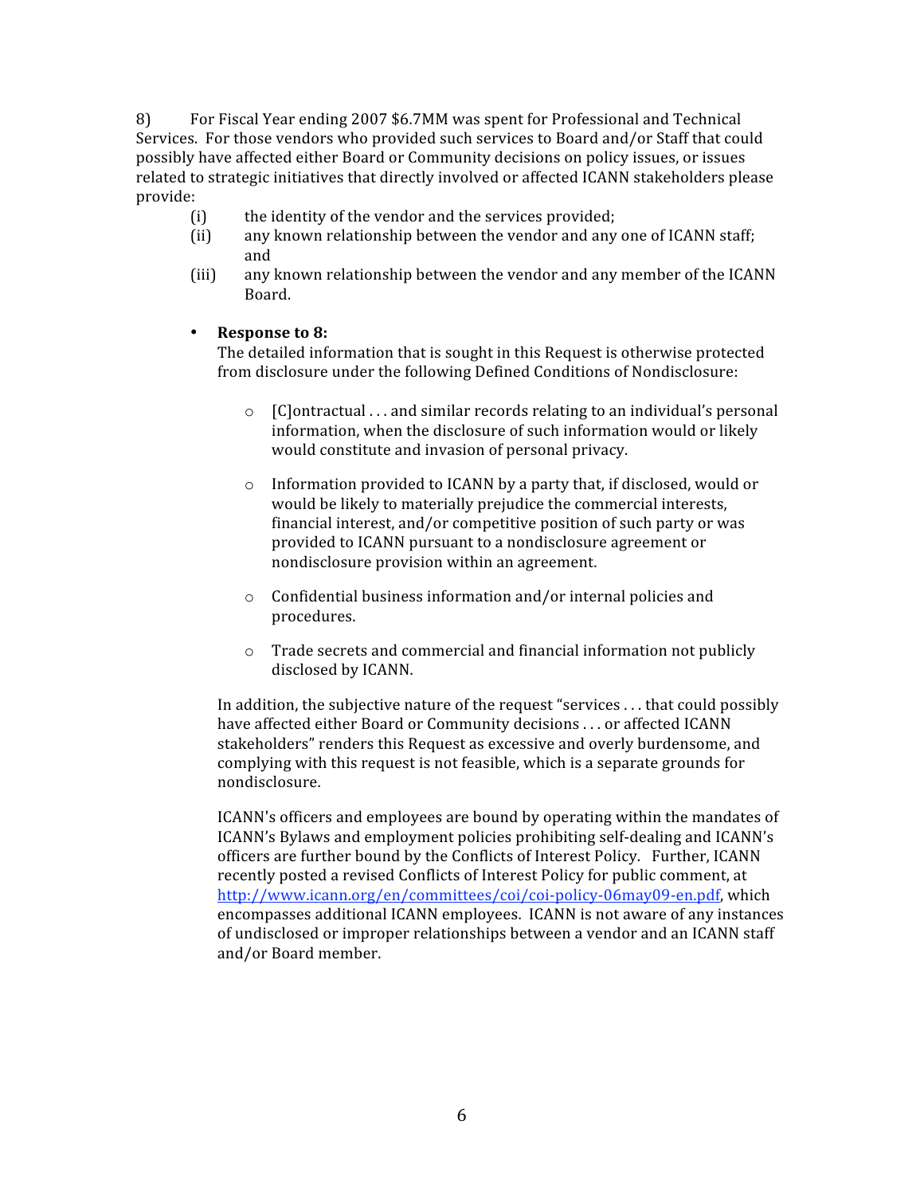8) For Fiscal Year ending 2007 $6.7MM was spent for Professional and Technical Services. For those vendors who provided such services to Board and/or Staff that could possibly have affected either Board or Community decisions on policy issues, or issues related to strategic initiatives that directly involved or affected ICANN stakeholders please provide:

- (i) the identity of the vendor and the services provided;
- (ii) any known relationship between the vendor and any one of ICANN staff; and
- (iii) any known relationship between the vendor and any member of the ICANN Board.

- **Response to 8:**
  The detailed information that is sought in this Request is otherwise protected from disclosure under the following Defined Conditions of Nondisclosure:

  - [C]ontractual . . . and similar records relating to an individual's personal information, when the disclosure of such information would or likely would constitute and invasion of personal privacy.

  - Information provided to ICANN by a party that, if disclosed, would or would be likely to materially prejudice the commercial interests, financial interest, and/or competitive position of such party or was provided to ICANN pursuant to a nondisclosure agreement or nondisclosure provision within an agreement.

  - Confidential business information and/or internal policies and procedures.

  - Trade secrets and commercial and financial information not publicly disclosed by ICANN.

  In addition, the subjective nature of the request "services . . . that could possibly have affected either Board or Community decisions . . . or affected ICANN stakeholders" renders this Request as excessive and overly burdensome, and complying with this request is not feasible, which is a separate grounds for nondisclosure.

  ICANN's officers and employees are bound by operating within the mandates of ICANN's Bylaws and employment policies prohibiting self-dealing and ICANN's officers are further bound by the Conflicts of Interest Policy. Further, ICANN recently posted a revised Conflicts of Interest Policy for public comment, at http://www.icann.org/en/committees/coi/coi-policy-06may09-en.pdf, which encompasses additional ICANN employees. ICANN is not aware of any instances of undisclosed or improper relationships between a vendor and an ICANN staff and/or Board member.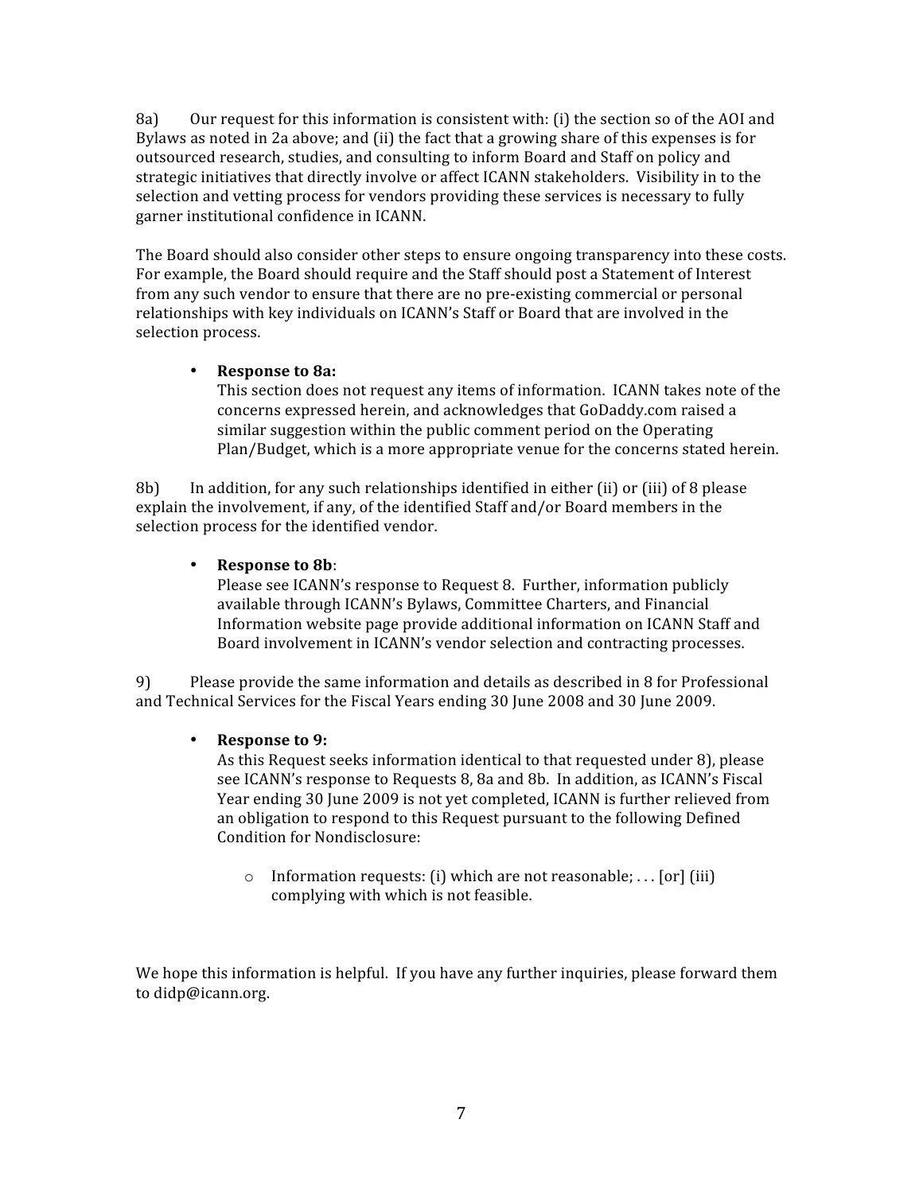8a) Our request for this information is consistent with: (i) the section so of the AOI and Bylaws as noted in 2a above; and (ii) the fact that a growing share of this expenses is for outsourced research, studies, and consulting to inform Board and Staff on policy and strategic initiatives that directly involve or affect ICANN stakeholders. Visibility in to the selection and vetting process for vendors providing these services is necessary to fully garner institutional confidence in ICANN.

The Board should also consider other steps to ensure ongoing transparency into these costs. For example, the Board should require and the Staff should post a Statement of Interest from any such vendor to ensure that there are no pre-existing commercial or personal relationships with key individuals on ICANN's Staff or Board that are involved in the selection process.

- **Response to 8a:**
  This section does not request any items of information. ICANN takes note of the concerns expressed herein, and acknowledges that GoDaddy.com raised a similar suggestion within the public comment period on the Operating Plan/Budget, which is a more appropriate venue for the concerns stated herein.

8b) In addition, for any such relationships identified in either (ii) or (iii) of 8 please explain the involvement, if any, of the identified Staff and/or Board members in the selection process for the identified vendor.

- **Response to 8b**:
  Please see ICANN's response to Request 8. Further, information publicly available through ICANN's Bylaws, Committee Charters, and Financial Information website page provide additional information on ICANN Staff and Board involvement in ICANN's vendor selection and contracting processes.

9) Please provide the same information and details as described in 8 for Professional and Technical Services for the Fiscal Years ending 30 June 2008 and 30 June 2009.

- **Response to 9:**
  As this Request seeks information identical to that requested under 8), please see ICANN's response to Requests 8, 8a and 8b. In addition, as ICANN's Fiscal Year ending 30 June 2009 is not yet completed, ICANN is further relieved from an obligation to respond to this Request pursuant to the following Defined Condition for Nondisclosure:

  - Information requests: (i) which are not reasonable; . . . [or] (iii) complying with which is not feasible.

We hope this information is helpful. If you have any further inquiries, please forward them to didp@icann.org.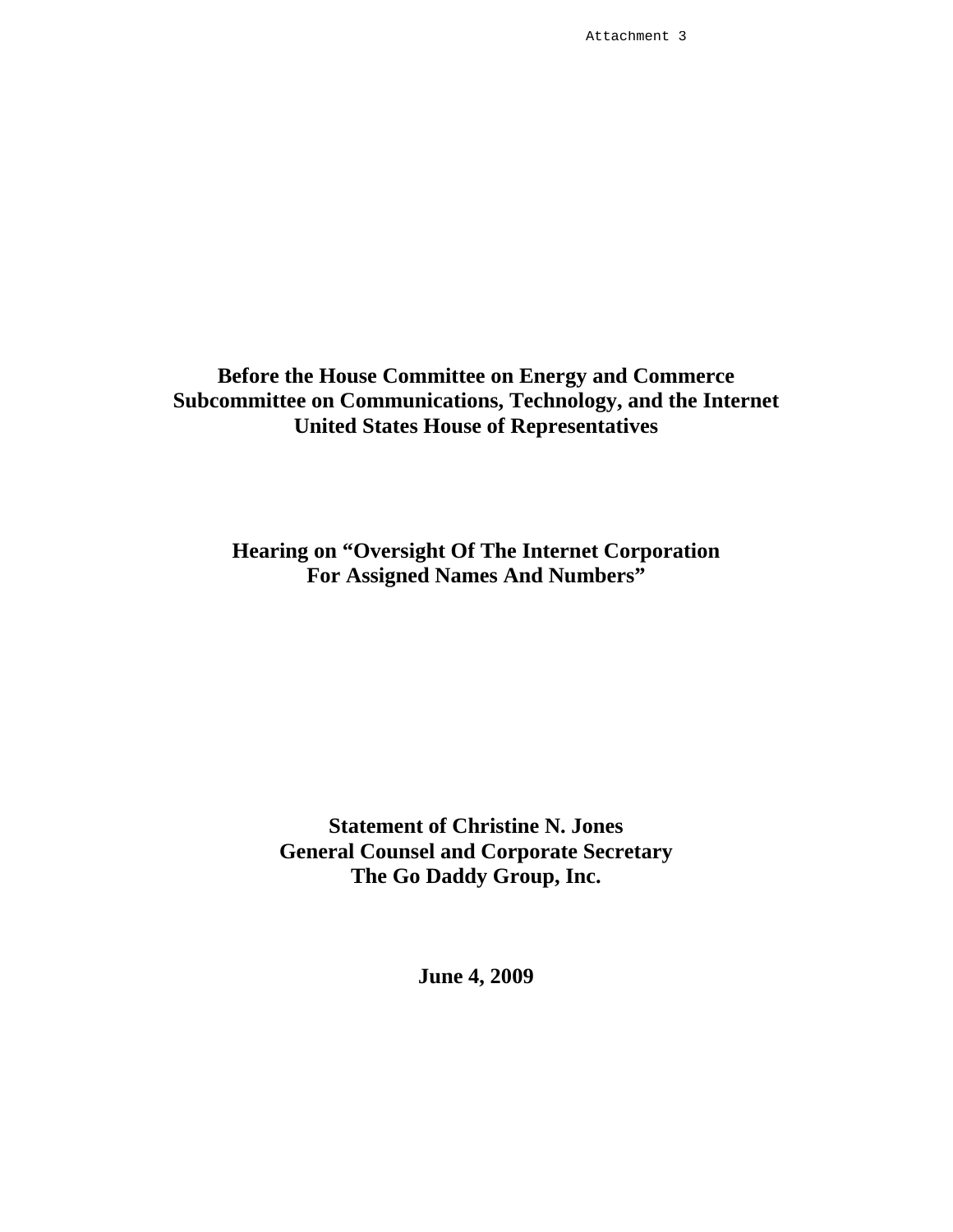Attachment 3

**Before the House Committee on Energy and Commerce**
**Subcommittee on Communications, Technology, and the Internet**
**United States House of Representatives**

**Hearing on "Oversight Of The Internet Corporation For Assigned Names And Numbers"**

**Statement of Christine N. Jones**
**General Counsel and Corporate Secretary**
**The Go Daddy Group, Inc.**

**June 4, 2009**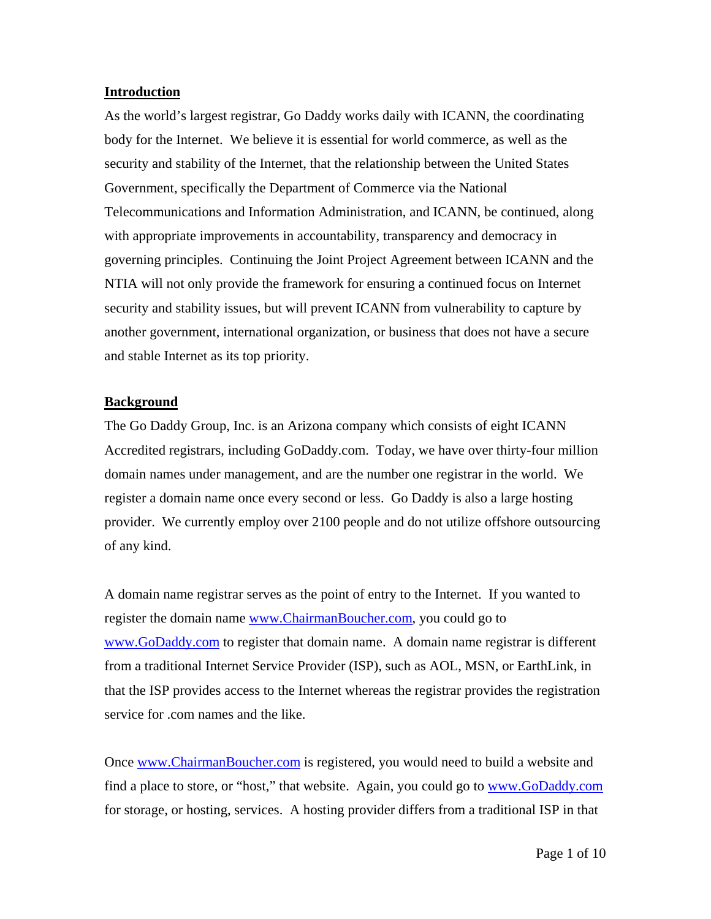## Introduction

As the world's largest registrar, Go Daddy works daily with ICANN, the coordinating body for the Internet. We believe it is essential for world commerce, as well as the security and stability of the Internet, that the relationship between the United States Government, specifically the Department of Commerce via the National Telecommunications and Information Administration, and ICANN, be continued, along with appropriate improvements in accountability, transparency and democracy in governing principles. Continuing the Joint Project Agreement between ICANN and the NTIA will not only provide the framework for ensuring a continued focus on Internet security and stability issues, but will prevent ICANN from vulnerability to capture by another government, international organization, or business that does not have a secure and stable Internet as its top priority.

## Background

The Go Daddy Group, Inc. is an Arizona company which consists of eight ICANN Accredited registrars, including GoDaddy.com. Today, we have over thirty-four million domain names under management, and are the number one registrar in the world. We register a domain name once every second or less. Go Daddy is also a large hosting provider. We currently employ over 2100 people and do not utilize offshore outsourcing of any kind.

A domain name registrar serves as the point of entry to the Internet. If you wanted to register the domain name www.ChairmanBoucher.com, you could go to www.GoDaddy.com to register that domain name. A domain name registrar is different from a traditional Internet Service Provider (ISP), such as AOL, MSN, or EarthLink, in that the ISP provides access to the Internet whereas the registrar provides the registration service for .com names and the like.

Once www.ChairmanBoucher.com is registered, you would need to build a website and find a place to store, or "host," that website. Again, you could go to www.GoDaddy.com for storage, or hosting, services. A hosting provider differs from a traditional ISP in that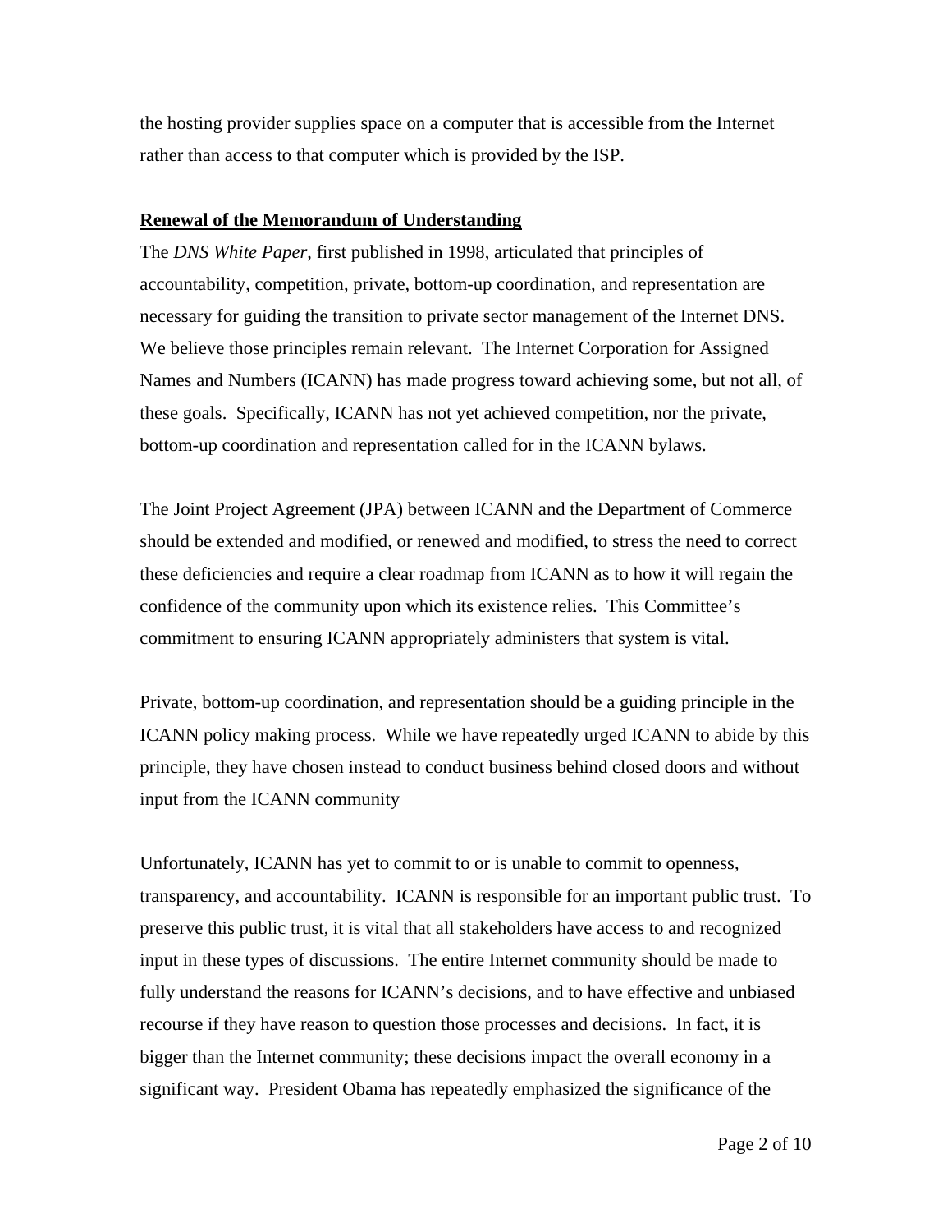the hosting provider supplies space on a computer that is accessible from the Internet rather than access to that computer which is provided by the ISP.

**Renewal of the Memorandum of Understanding**

The *DNS White Paper*, first published in 1998, articulated that principles of accountability, competition, private, bottom-up coordination, and representation are necessary for guiding the transition to private sector management of the Internet DNS. We believe those principles remain relevant. The Internet Corporation for Assigned Names and Numbers (ICANN) has made progress toward achieving some, but not all, of these goals. Specifically, ICANN has not yet achieved competition, nor the private, bottom-up coordination and representation called for in the ICANN bylaws.

The Joint Project Agreement (JPA) between ICANN and the Department of Commerce should be extended and modified, or renewed and modified, to stress the need to correct these deficiencies and require a clear roadmap from ICANN as to how it will regain the confidence of the community upon which its existence relies. This Committee's commitment to ensuring ICANN appropriately administers that system is vital.

Private, bottom-up coordination, and representation should be a guiding principle in the ICANN policy making process. While we have repeatedly urged ICANN to abide by this principle, they have chosen instead to conduct business behind closed doors and without input from the ICANN community

Unfortunately, ICANN has yet to commit to or is unable to commit to openness, transparency, and accountability. ICANN is responsible for an important public trust. To preserve this public trust, it is vital that all stakeholders have access to and recognized input in these types of discussions. The entire Internet community should be made to fully understand the reasons for ICANN's decisions, and to have effective and unbiased recourse if they have reason to question those processes and decisions. In fact, it is bigger than the Internet community; these decisions impact the overall economy in a significant way. President Obama has repeatedly emphasized the significance of the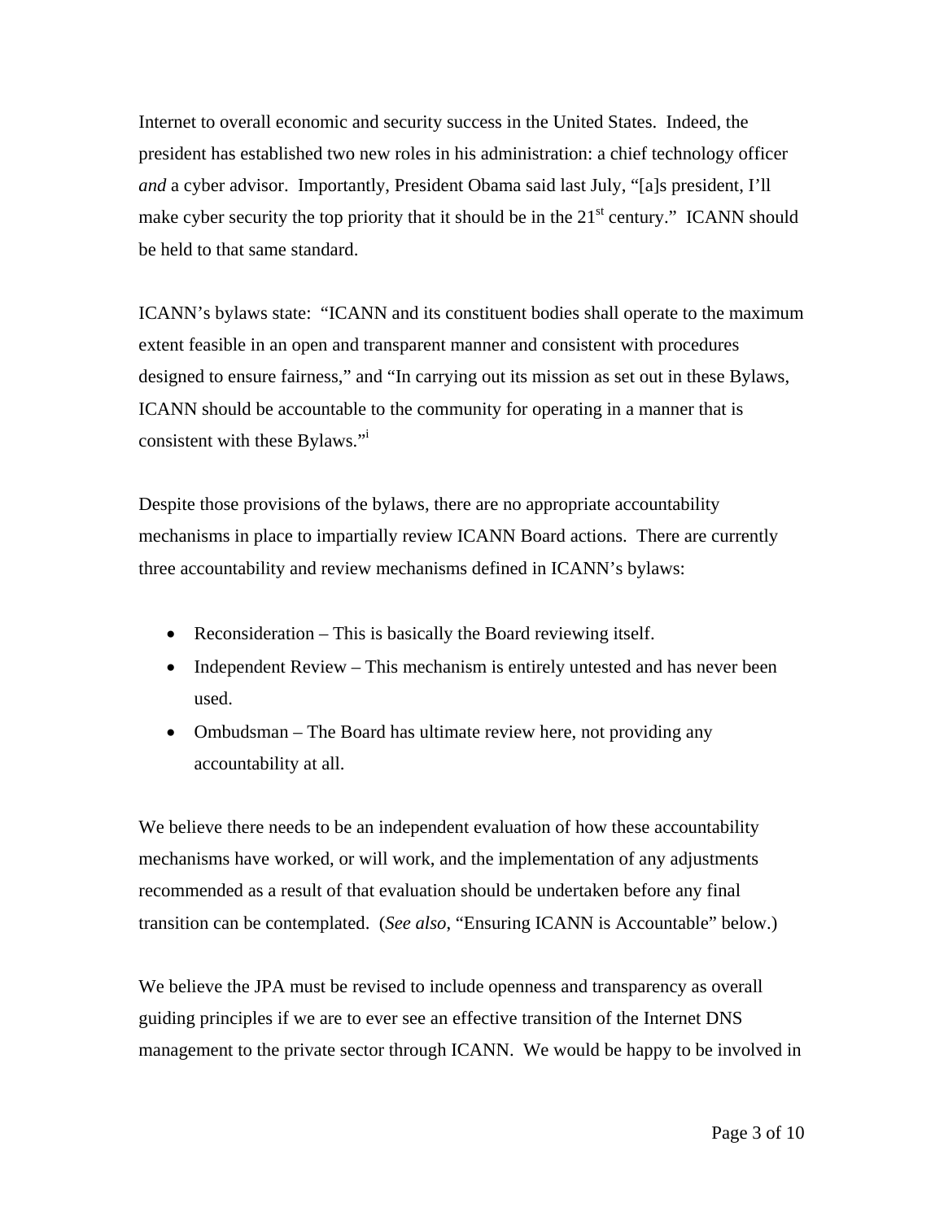Internet to overall economic and security success in the United States. Indeed, the president has established two new roles in his administration: a chief technology officer *and* a cyber advisor. Importantly, President Obama said last July, "[a]s president, I'll make cyber security the top priority that it should be in the 21st century." ICANN should be held to that same standard.

ICANN's bylaws state: "ICANN and its constituent bodies shall operate to the maximum extent feasible in an open and transparent manner and consistent with procedures designed to ensure fairness," and "In carrying out its mission as set out in these Bylaws, ICANN should be accountable to the community for operating in a manner that is consistent with these Bylaws."[i]

Despite those provisions of the bylaws, there are no appropriate accountability mechanisms in place to impartially review ICANN Board actions. There are currently three accountability and review mechanisms defined in ICANN's bylaws:

- Reconsideration – This is basically the Board reviewing itself.
- Independent Review – This mechanism is entirely untested and has never been used.
- Ombudsman – The Board has ultimate review here, not providing any accountability at all.

We believe there needs to be an independent evaluation of how these accountability mechanisms have worked, or will work, and the implementation of any adjustments recommended as a result of that evaluation should be undertaken before any final transition can be contemplated. (*See also*, "Ensuring ICANN is Accountable" below.)

We believe the JPA must be revised to include openness and transparency as overall guiding principles if we are to ever see an effective transition of the Internet DNS management to the private sector through ICANN. We would be happy to be involved in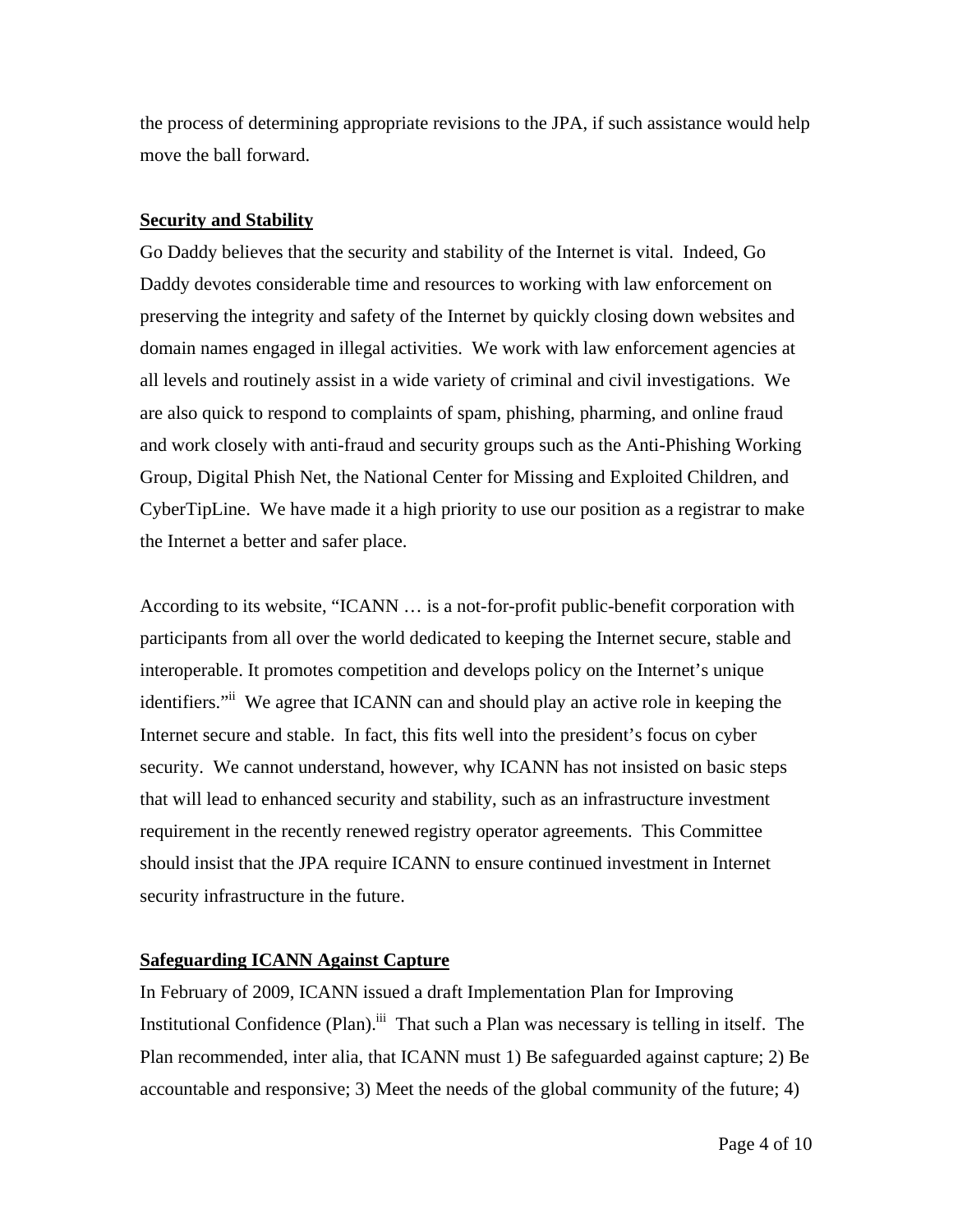the process of determining appropriate revisions to the JPA, if such assistance would help move the ball forward.

## Security and Stability

Go Daddy believes that the security and stability of the Internet is vital. Indeed, Go Daddy devotes considerable time and resources to working with law enforcement on preserving the integrity and safety of the Internet by quickly closing down websites and domain names engaged in illegal activities. We work with law enforcement agencies at all levels and routinely assist in a wide variety of criminal and civil investigations. We are also quick to respond to complaints of spam, phishing, pharming, and online fraud and work closely with anti-fraud and security groups such as the Anti-Phishing Working Group, Digital Phish Net, the National Center for Missing and Exploited Children, and CyberTipLine. We have made it a high priority to use our position as a registrar to make the Internet a better and safer place.

According to its website, "ICANN … is a not-for-profit public-benefit corporation with participants from all over the world dedicated to keeping the Internet secure, stable and interoperable. It promotes competition and develops policy on the Internet's unique identifiers."[ii] We agree that ICANN can and should play an active role in keeping the Internet secure and stable. In fact, this fits well into the president's focus on cyber security. We cannot understand, however, why ICANN has not insisted on basic steps that will lead to enhanced security and stability, such as an infrastructure investment requirement in the recently renewed registry operator agreements. This Committee should insist that the JPA require ICANN to ensure continued investment in Internet security infrastructure in the future.

## Safeguarding ICANN Against Capture

In February of 2009, ICANN issued a draft Implementation Plan for Improving Institutional Confidence (Plan).[iii] That such a Plan was necessary is telling in itself. The Plan recommended, inter alia, that ICANN must 1) Be safeguarded against capture; 2) Be accountable and responsive; 3) Meet the needs of the global community of the future; 4)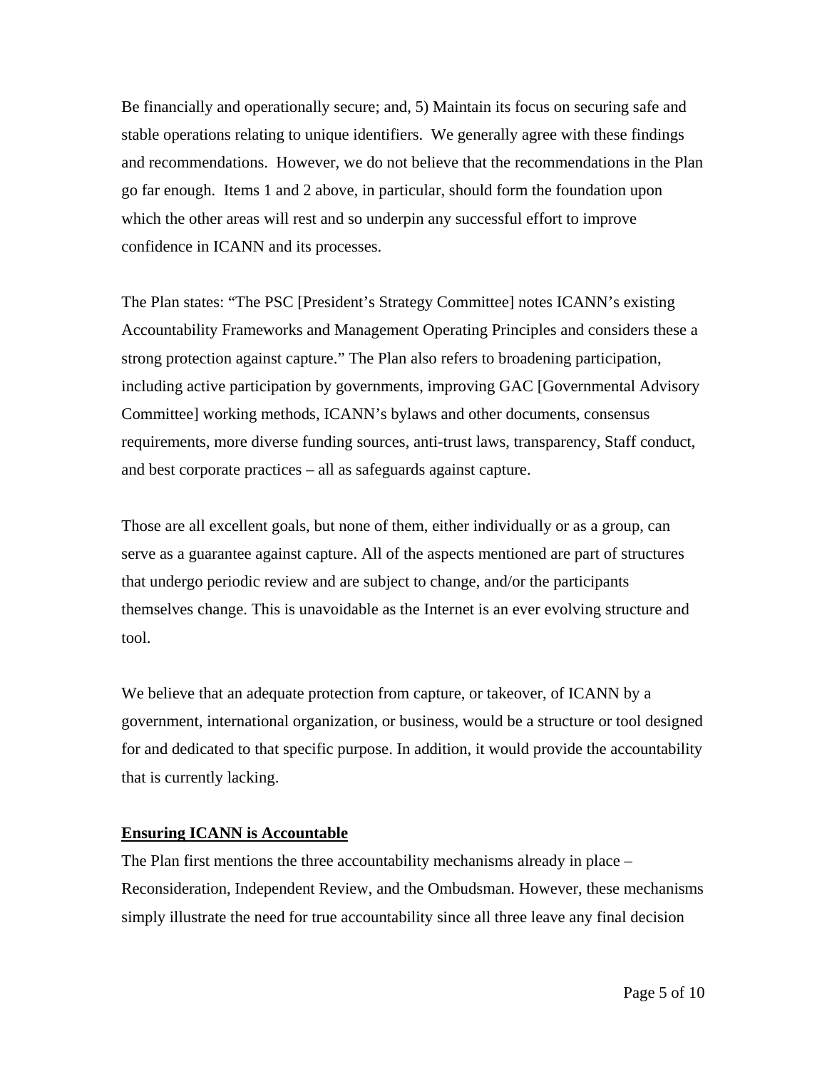Be financially and operationally secure; and, 5) Maintain its focus on securing safe and stable operations relating to unique identifiers. We generally agree with these findings and recommendations. However, we do not believe that the recommendations in the Plan go far enough. Items 1 and 2 above, in particular, should form the foundation upon which the other areas will rest and so underpin any successful effort to improve confidence in ICANN and its processes.

The Plan states: "The PSC [President's Strategy Committee] notes ICANN's existing Accountability Frameworks and Management Operating Principles and considers these a strong protection against capture." The Plan also refers to broadening participation, including active participation by governments, improving GAC [Governmental Advisory Committee] working methods, ICANN's bylaws and other documents, consensus requirements, more diverse funding sources, anti-trust laws, transparency, Staff conduct, and best corporate practices – all as safeguards against capture.

Those are all excellent goals, but none of them, either individually or as a group, can serve as a guarantee against capture. All of the aspects mentioned are part of structures that undergo periodic review and are subject to change, and/or the participants themselves change. This is unavoidable as the Internet is an ever evolving structure and tool.

We believe that an adequate protection from capture, or takeover, of ICANN by a government, international organization, or business, would be a structure or tool designed for and dedicated to that specific purpose. In addition, it would provide the accountability that is currently lacking.

**Ensuring ICANN is Accountable**

The Plan first mentions the three accountability mechanisms already in place – Reconsideration, Independent Review, and the Ombudsman. However, these mechanisms simply illustrate the need for true accountability since all three leave any final decision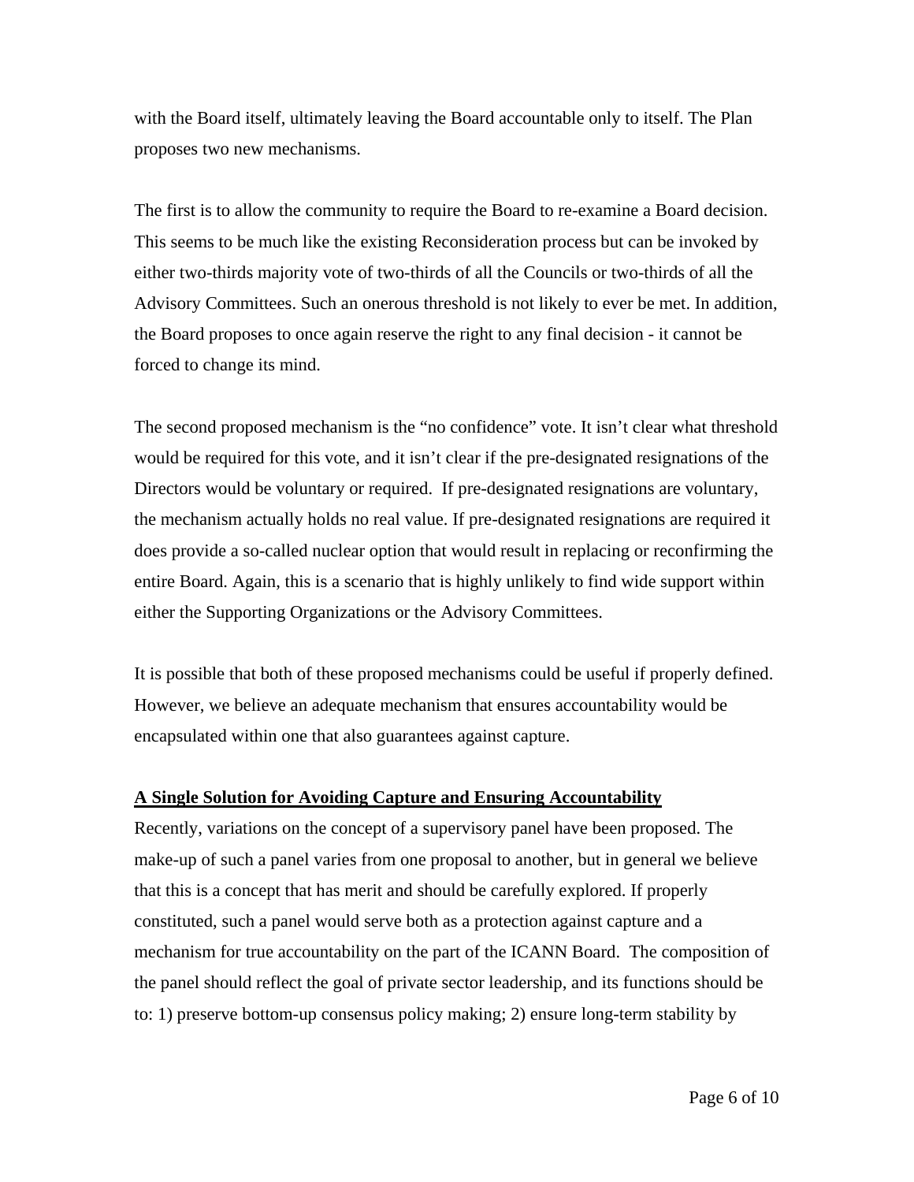with the Board itself, ultimately leaving the Board accountable only to itself. The Plan proposes two new mechanisms.

The first is to allow the community to require the Board to re-examine a Board decision. This seems to be much like the existing Reconsideration process but can be invoked by either two-thirds majority vote of two-thirds of all the Councils or two-thirds of all the Advisory Committees. Such an onerous threshold is not likely to ever be met. In addition, the Board proposes to once again reserve the right to any final decision - it cannot be forced to change its mind.

The second proposed mechanism is the "no confidence" vote. It isn't clear what threshold would be required for this vote, and it isn't clear if the pre-designated resignations of the Directors would be voluntary or required. If pre-designated resignations are voluntary, the mechanism actually holds no real value. If pre-designated resignations are required it does provide a so-called nuclear option that would result in replacing or reconfirming the entire Board. Again, this is a scenario that is highly unlikely to find wide support within either the Supporting Organizations or the Advisory Committees.

It is possible that both of these proposed mechanisms could be useful if properly defined. However, we believe an adequate mechanism that ensures accountability would be encapsulated within one that also guarantees against capture.

**A Single Solution for Avoiding Capture and Ensuring Accountability**

Recently, variations on the concept of a supervisory panel have been proposed. The make-up of such a panel varies from one proposal to another, but in general we believe that this is a concept that has merit and should be carefully explored. If properly constituted, such a panel would serve both as a protection against capture and a mechanism for true accountability on the part of the ICANN Board. The composition of the panel should reflect the goal of private sector leadership, and its functions should be to: 1) preserve bottom-up consensus policy making; 2) ensure long-term stability by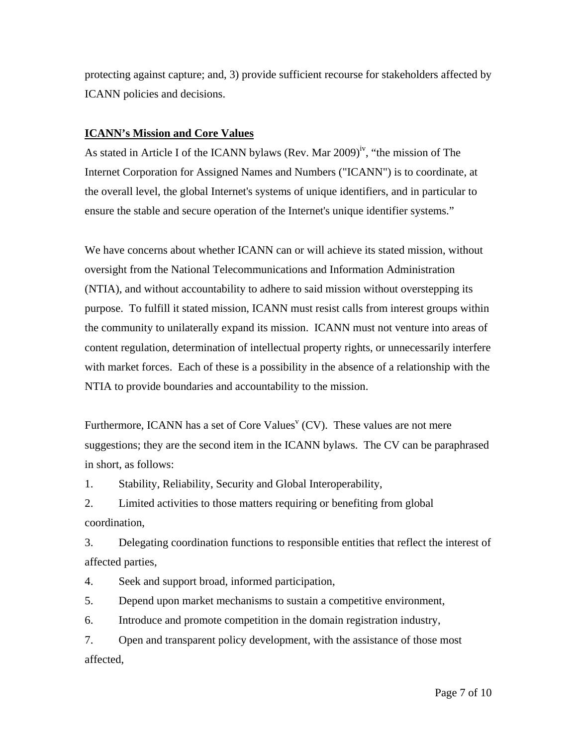protecting against capture; and, 3) provide sufficient recourse for stakeholders affected by ICANN policies and decisions.

**ICANN's Mission and Core Values**

As stated in Article I of the ICANN bylaws (Rev. Mar 2009)[iv], "the mission of The Internet Corporation for Assigned Names and Numbers ("ICANN") is to coordinate, at the overall level, the global Internet's systems of unique identifiers, and in particular to ensure the stable and secure operation of the Internet's unique identifier systems."

We have concerns about whether ICANN can or will achieve its stated mission, without oversight from the National Telecommunications and Information Administration (NTIA), and without accountability to adhere to said mission without overstepping its purpose. To fulfill it stated mission, ICANN must resist calls from interest groups within the community to unilaterally expand its mission. ICANN must not venture into areas of content regulation, determination of intellectual property rights, or unnecessarily interfere with market forces. Each of these is a possibility in the absence of a relationship with the NTIA to provide boundaries and accountability to the mission.

Furthermore, ICANN has a set of Core Values[v] (CV). These values are not mere suggestions; they are the second item in the ICANN bylaws. The CV can be paraphrased in short, as follows:

1. Stability, Reliability, Security and Global Interoperability,
2. Limited activities to those matters requiring or benefiting from global coordination,
3. Delegating coordination functions to responsible entities that reflect the interest of affected parties,
4. Seek and support broad, informed participation,
5. Depend upon market mechanisms to sustain a competitive environment,
6. Introduce and promote competition in the domain registration industry,
7. Open and transparent policy development, with the assistance of those most affected,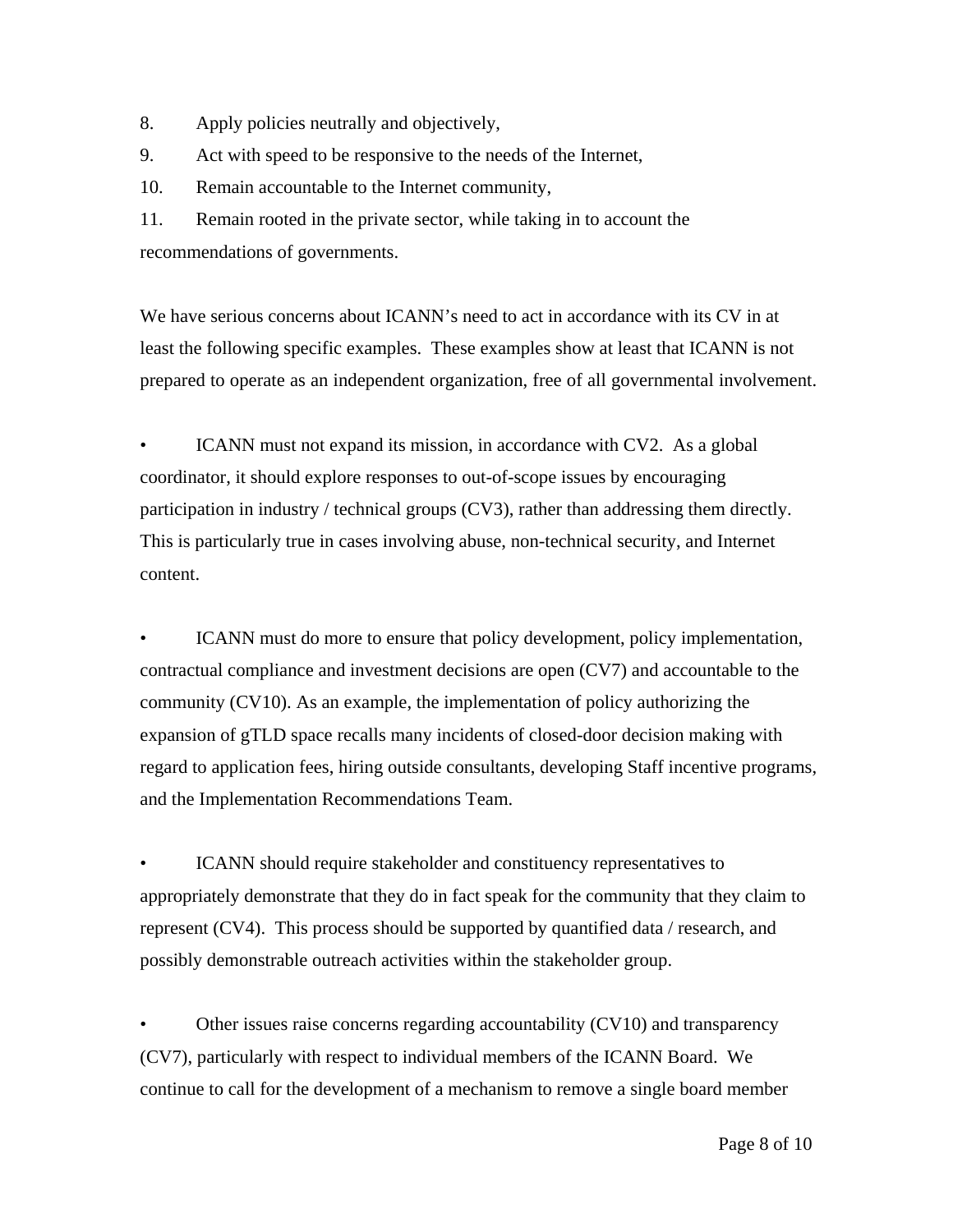8. Apply policies neutrally and objectively,

9. Act with speed to be responsive to the needs of the Internet,

10. Remain accountable to the Internet community,

11. Remain rooted in the private sector, while taking in to account the recommendations of governments.

We have serious concerns about ICANN's need to act in accordance with its CV in at least the following specific examples. These examples show at least that ICANN is not prepared to operate as an independent organization, free of all governmental involvement.

- ICANN must not expand its mission, in accordance with CV2. As a global coordinator, it should explore responses to out-of-scope issues by encouraging participation in industry / technical groups (CV3), rather than addressing them directly. This is particularly true in cases involving abuse, non-technical security, and Internet content.

- ICANN must do more to ensure that policy development, policy implementation, contractual compliance and investment decisions are open (CV7) and accountable to the community (CV10). As an example, the implementation of policy authorizing the expansion of gTLD space recalls many incidents of closed-door decision making with regard to application fees, hiring outside consultants, developing Staff incentive programs, and the Implementation Recommendations Team.

- ICANN should require stakeholder and constituency representatives to appropriately demonstrate that they do in fact speak for the community that they claim to represent (CV4). This process should be supported by quantified data / research, and possibly demonstrable outreach activities within the stakeholder group.

- Other issues raise concerns regarding accountability (CV10) and transparency (CV7), particularly with respect to individual members of the ICANN Board. We continue to call for the development of a mechanism to remove a single board member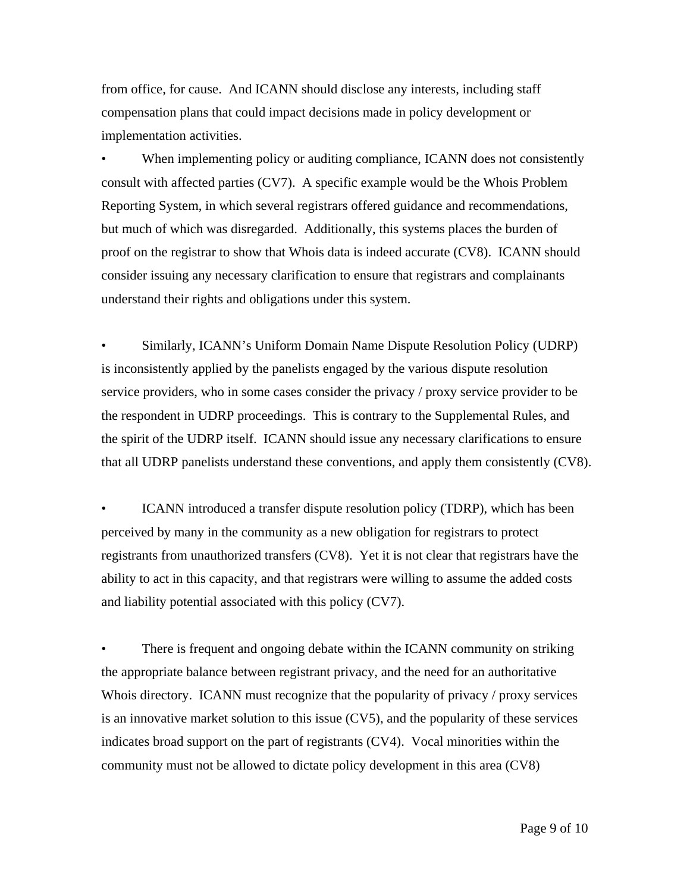from office, for cause. And ICANN should disclose any interests, including staff compensation plans that could impact decisions made in policy development or implementation activities.

- When implementing policy or auditing compliance, ICANN does not consistently consult with affected parties (CV7). A specific example would be the Whois Problem Reporting System, in which several registrars offered guidance and recommendations, but much of which was disregarded. Additionally, this systems places the burden of proof on the registrar to show that Whois data is indeed accurate (CV8). ICANN should consider issuing any necessary clarification to ensure that registrars and complainants understand their rights and obligations under this system.

- Similarly, ICANN's Uniform Domain Name Dispute Resolution Policy (UDRP) is inconsistently applied by the panelists engaged by the various dispute resolution service providers, who in some cases consider the privacy / proxy service provider to be the respondent in UDRP proceedings. This is contrary to the Supplemental Rules, and the spirit of the UDRP itself. ICANN should issue any necessary clarifications to ensure that all UDRP panelists understand these conventions, and apply them consistently (CV8).

- ICANN introduced a transfer dispute resolution policy (TDRP), which has been perceived by many in the community as a new obligation for registrars to protect registrants from unauthorized transfers (CV8). Yet it is not clear that registrars have the ability to act in this capacity, and that registrars were willing to assume the added costs and liability potential associated with this policy (CV7).

- There is frequent and ongoing debate within the ICANN community on striking the appropriate balance between registrant privacy, and the need for an authoritative Whois directory. ICANN must recognize that the popularity of privacy / proxy services is an innovative market solution to this issue (CV5), and the popularity of these services indicates broad support on the part of registrants (CV4). Vocal minorities within the community must not be allowed to dictate policy development in this area (CV8)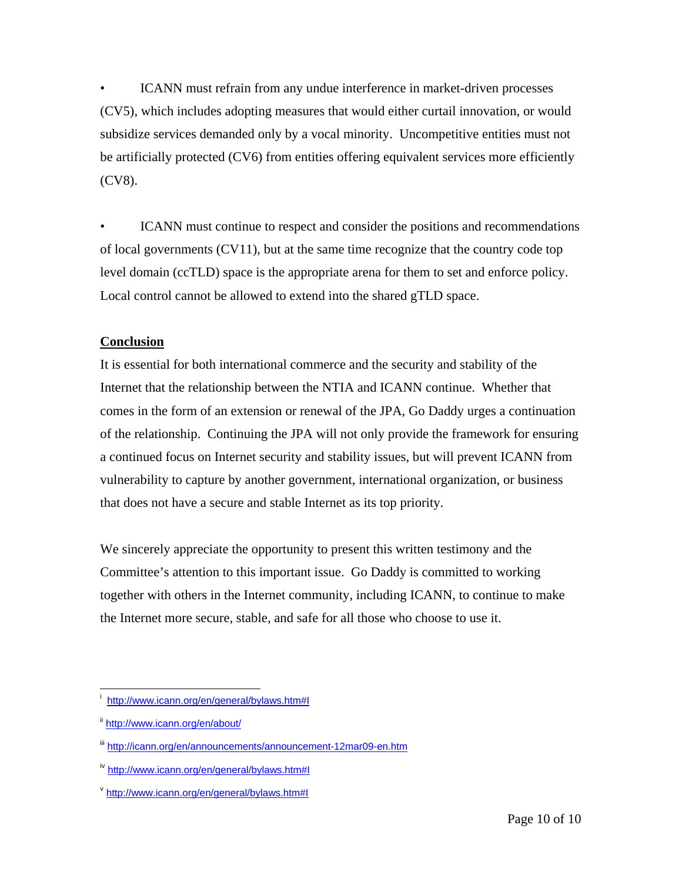- ICANN must refrain from any undue interference in market-driven processes (CV5), which includes adopting measures that would either curtail innovation, or would subsidize services demanded only by a vocal minority. Uncompetitive entities must not be artificially protected (CV6) from entities offering equivalent services more efficiently (CV8).

- ICANN must continue to respect and consider the positions and recommendations of local governments (CV11), but at the same time recognize that the country code top level domain (ccTLD) space is the appropriate arena for them to set and enforce policy. Local control cannot be allowed to extend into the shared gTLD space.

## Conclusion

It is essential for both international commerce and the security and stability of the Internet that the relationship between the NTIA and ICANN continue. Whether that comes in the form of an extension or renewal of the JPA, Go Daddy urges a continuation of the relationship. Continuing the JPA will not only provide the framework for ensuring a continued focus on Internet security and stability issues, but will prevent ICANN from vulnerability to capture by another government, international organization, or business that does not have a secure and stable Internet as its top priority.

We sincerely appreciate the opportunity to present this written testimony and the Committee's attention to this important issue. Go Daddy is committed to working together with others in the Internet community, including ICANN, to continue to make the Internet more secure, stable, and safe for all those who choose to use it.

---

[i] http://www.icann.org/en/general/bylaws.htm#I

[ii] http://www.icann.org/en/about/

[iii] http://icann.org/en/announcements/announcement-12mar09-en.htm

[iv] http://www.icann.org/en/general/bylaws.htm#I

[v] http://www.icann.org/en/general/bylaws.htm#I